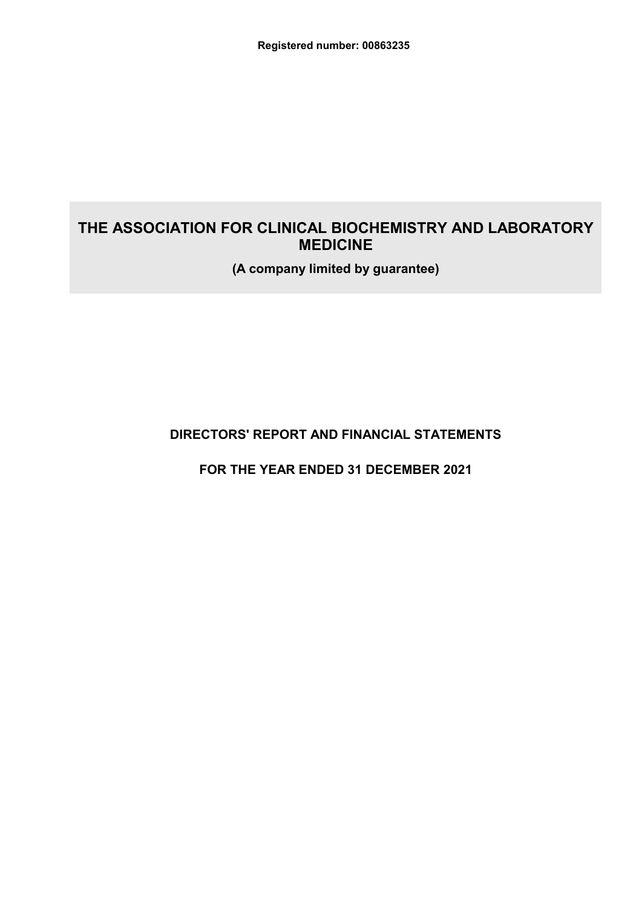**Registered number: 00863235**

# THE ASSOCIATION FOR CLINICAL BIOCHEMISTRY AND LABORATORY MEDICINE

**(A company limited by guarantee)**

## DIRECTORS' REPORT AND FINANCIAL STATEMENTS

## FOR THE YEAR ENDED 31 DECEMBER 2021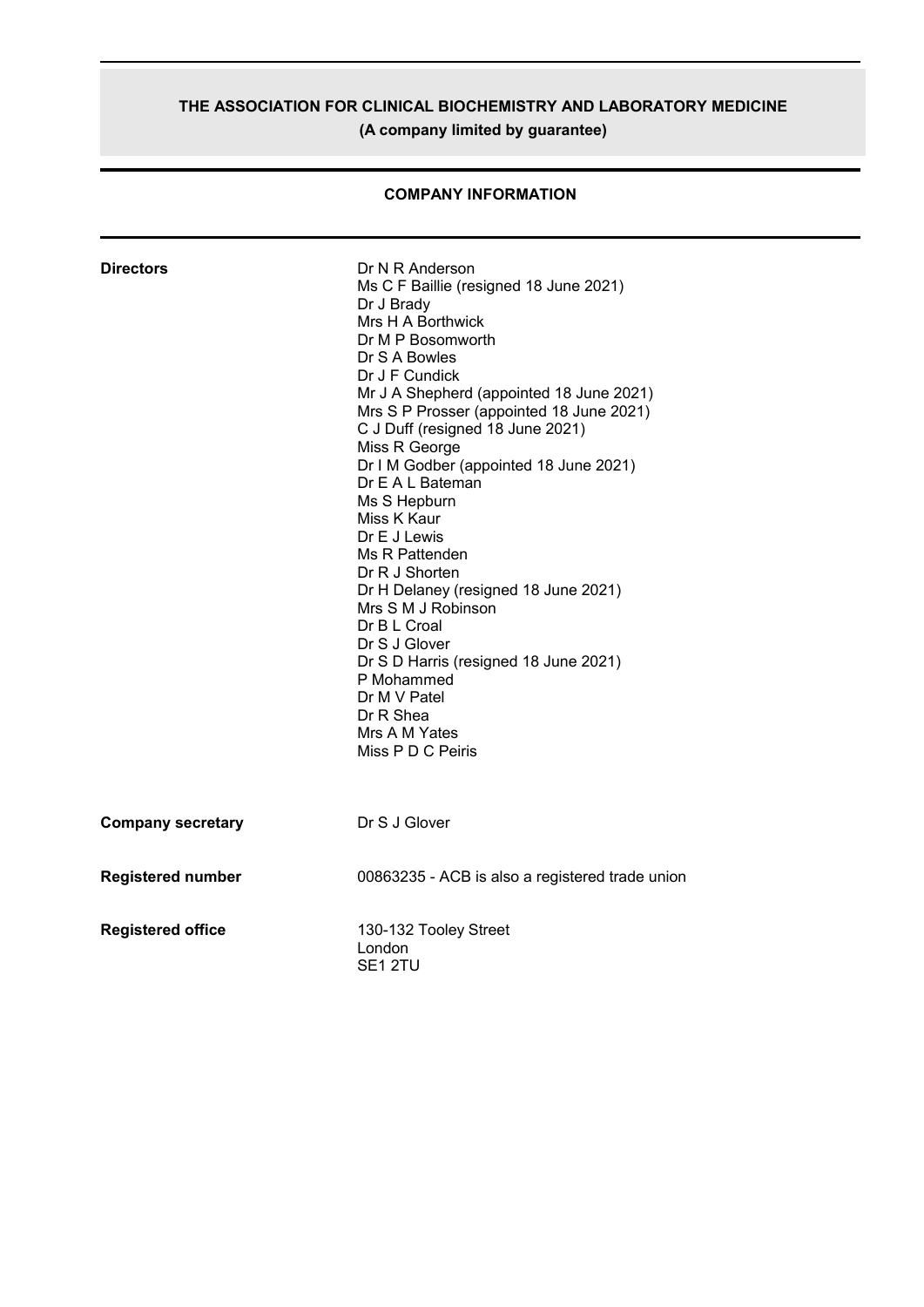# THE ASSOCIATION FOR CLINICAL BIOCHEMISTRY AND LABORATORY MEDICINE

**(A company limited by guarantee)**

## COMPANY INFORMATION

**Directors**

Dr N R Anderson
Ms C F Baillie (resigned 18 June 2021)
Dr J Brady
Mrs H A Borthwick
Dr M P Bosomworth
Dr S A Bowles
Dr J F Cundick
Mr J A Shepherd (appointed 18 June 2021)
Mrs S P Prosser (appointed 18 June 2021)
C J Duff (resigned 18 June 2021)
Miss R George
Dr I M Godber (appointed 18 June 2021)
Dr E A L Bateman
Ms S Hepburn
Miss K Kaur
Dr E J Lewis
Ms R Pattenden
Dr R J Shorten
Dr H Delaney (resigned 18 June 2021)
Mrs S M J Robinson
Dr B L Croal
Dr S J Glover
Dr S D Harris (resigned 18 June 2021)
P Mohammed
Dr M V Patel
Dr R Shea
Mrs A M Yates
Miss P D C Peiris

**Company secretary**

Dr S J Glover

**Registered number**

00863235 - ACB is also a registered trade union

**Registered office**

130-132 Tooley Street
London
SE1 2TU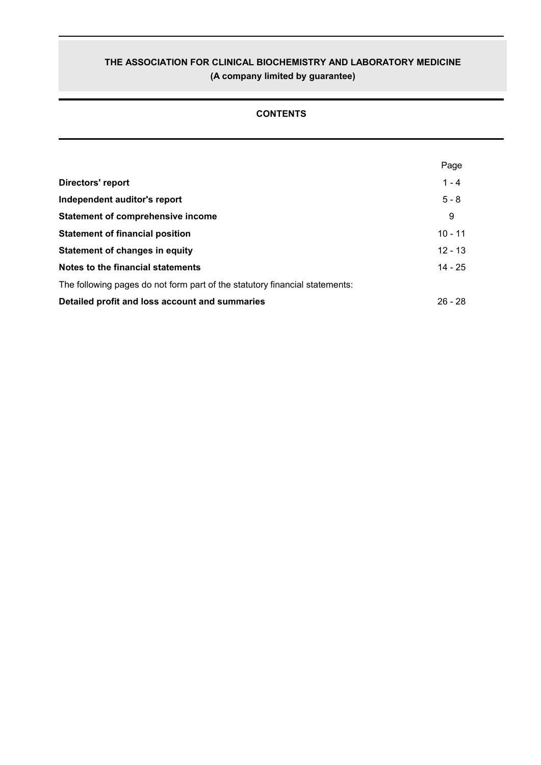# THE ASSOCIATION FOR CLINICAL BIOCHEMISTRY AND LABORATORY MEDICINE

**(A company limited by guarantee)**

## CONTENTS

| | Page |
|---|---|
| **Directors' report** | 1 - 4 |
| **Independent auditor's report** | 5 - 8 |
| **Statement of comprehensive income** | 9 |
| **Statement of financial position** | 10 - 11 |
| **Statement of changes in equity** | 12 - 13 |
| **Notes to the financial statements** | 14 - 25 |
| The following pages do not form part of the statutory financial statements: | |
| **Detailed profit and loss account and summaries** | 26 - 28 |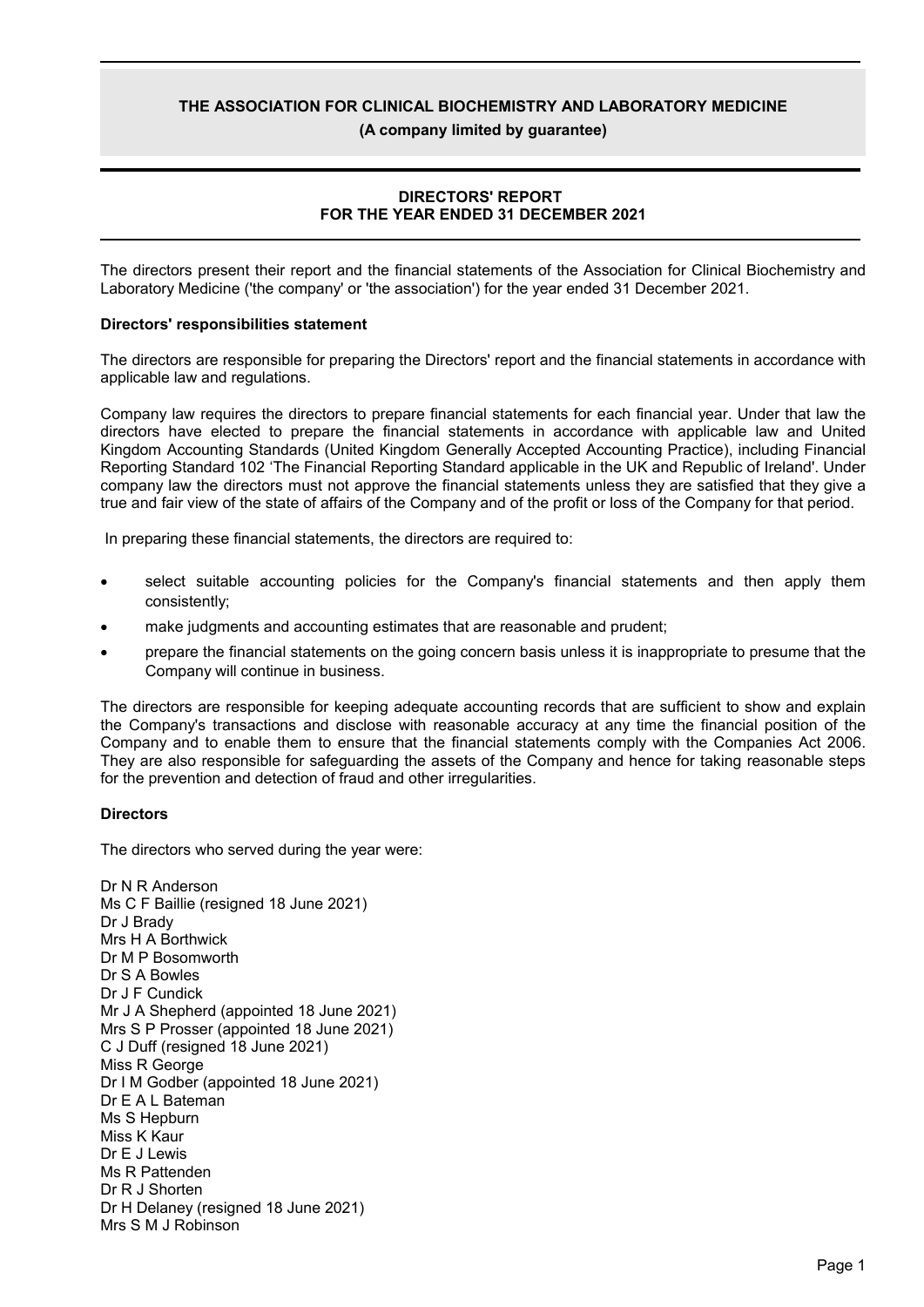# THE ASSOCIATION FOR CLINICAL BIOCHEMISTRY AND LABORATORY MEDICINE

**(A company limited by guarantee)**

## DIRECTORS' REPORT
## FOR THE YEAR ENDED 31 DECEMBER 2021

The directors present their report and the financial statements of the Association for Clinical Biochemistry and Laboratory Medicine ('the company' or 'the association') for the year ended 31 December 2021.

**Directors' responsibilities statement**

The directors are responsible for preparing the Directors' report and the financial statements in accordance with applicable law and regulations.

Company law requires the directors to prepare financial statements for each financial year. Under that law the directors have elected to prepare the financial statements in accordance with applicable law and United Kingdom Accounting Standards (United Kingdom Generally Accepted Accounting Practice), including Financial Reporting Standard 102 'The Financial Reporting Standard applicable in the UK and Republic of Ireland'. Under company law the directors must not approve the financial statements unless they are satisfied that they give a true and fair view of the state of affairs of the Company and of the profit or loss of the Company for that period.

In preparing these financial statements, the directors are required to:

- select suitable accounting policies for the Company's financial statements and then apply them consistently;
- make judgments and accounting estimates that are reasonable and prudent;
- prepare the financial statements on the going concern basis unless it is inappropriate to presume that the Company will continue in business.

The directors are responsible for keeping adequate accounting records that are sufficient to show and explain the Company's transactions and disclose with reasonable accuracy at any time the financial position of the Company and to enable them to ensure that the financial statements comply with the Companies Act 2006. They are also responsible for safeguarding the assets of the Company and hence for taking reasonable steps for the prevention and detection of fraud and other irregularities.

**Directors**

The directors who served during the year were:

Dr N R Anderson
Ms C F Baillie (resigned 18 June 2021)
Dr J Brady
Mrs H A Borthwick
Dr M P Bosomworth
Dr S A Bowles
Dr J F Cundick
Mr J A Shepherd (appointed 18 June 2021)
Mrs S P Prosser (appointed 18 June 2021)
C J Duff (resigned 18 June 2021)
Miss R George
Dr I M Godber (appointed 18 June 2021)
Dr E A L Bateman
Ms S Hepburn
Miss K Kaur
Dr E J Lewis
Ms R Pattenden
Dr R J Shorten
Dr H Delaney (resigned 18 June 2021)
Mrs S M J Robinson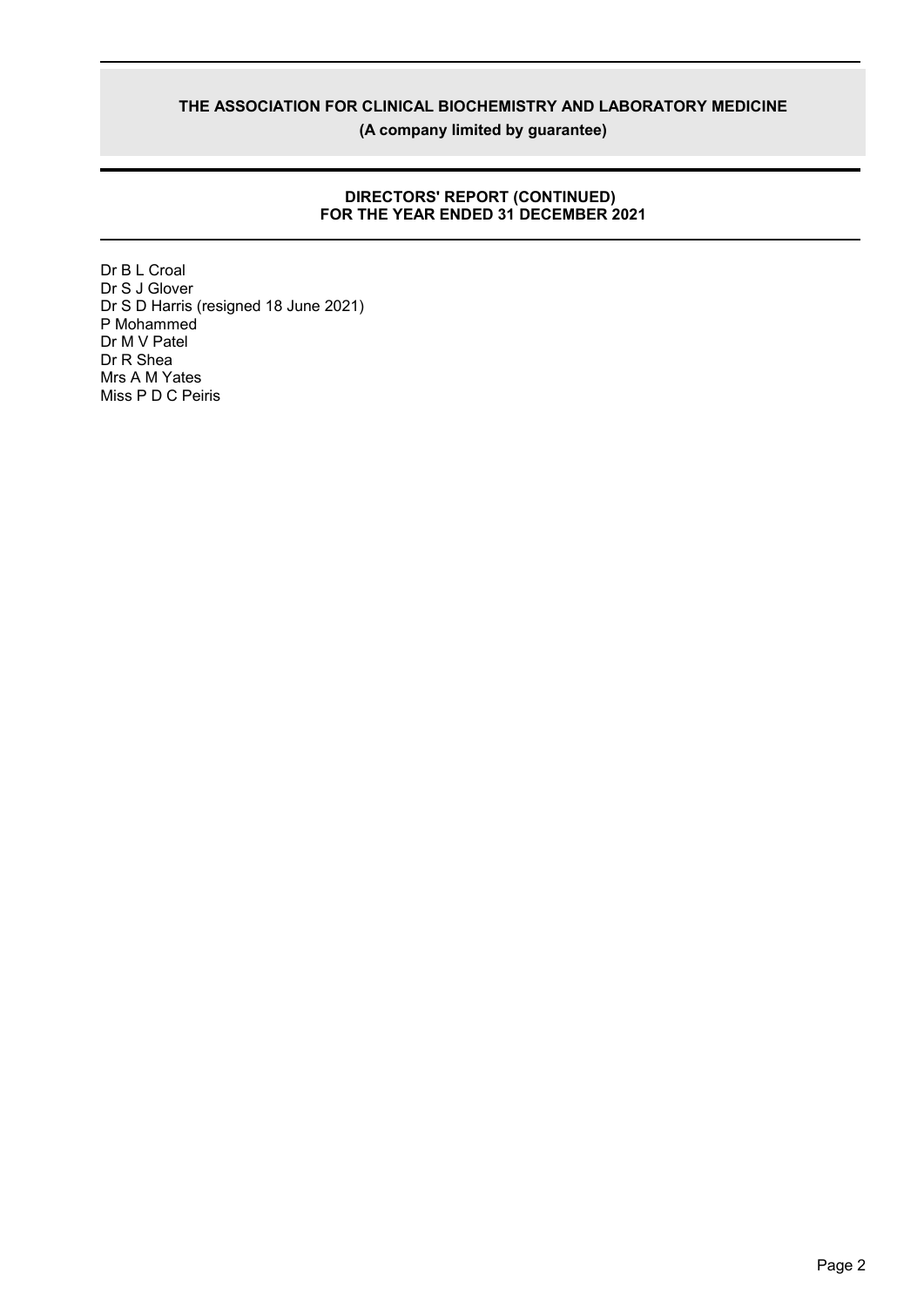Dr B L Croal
Dr S J Glover
Dr S D Harris (resigned 18 June 2021)
P Mohammed
Dr M V Patel
Dr R Shea
Mrs A M Yates
Miss P D C Peiris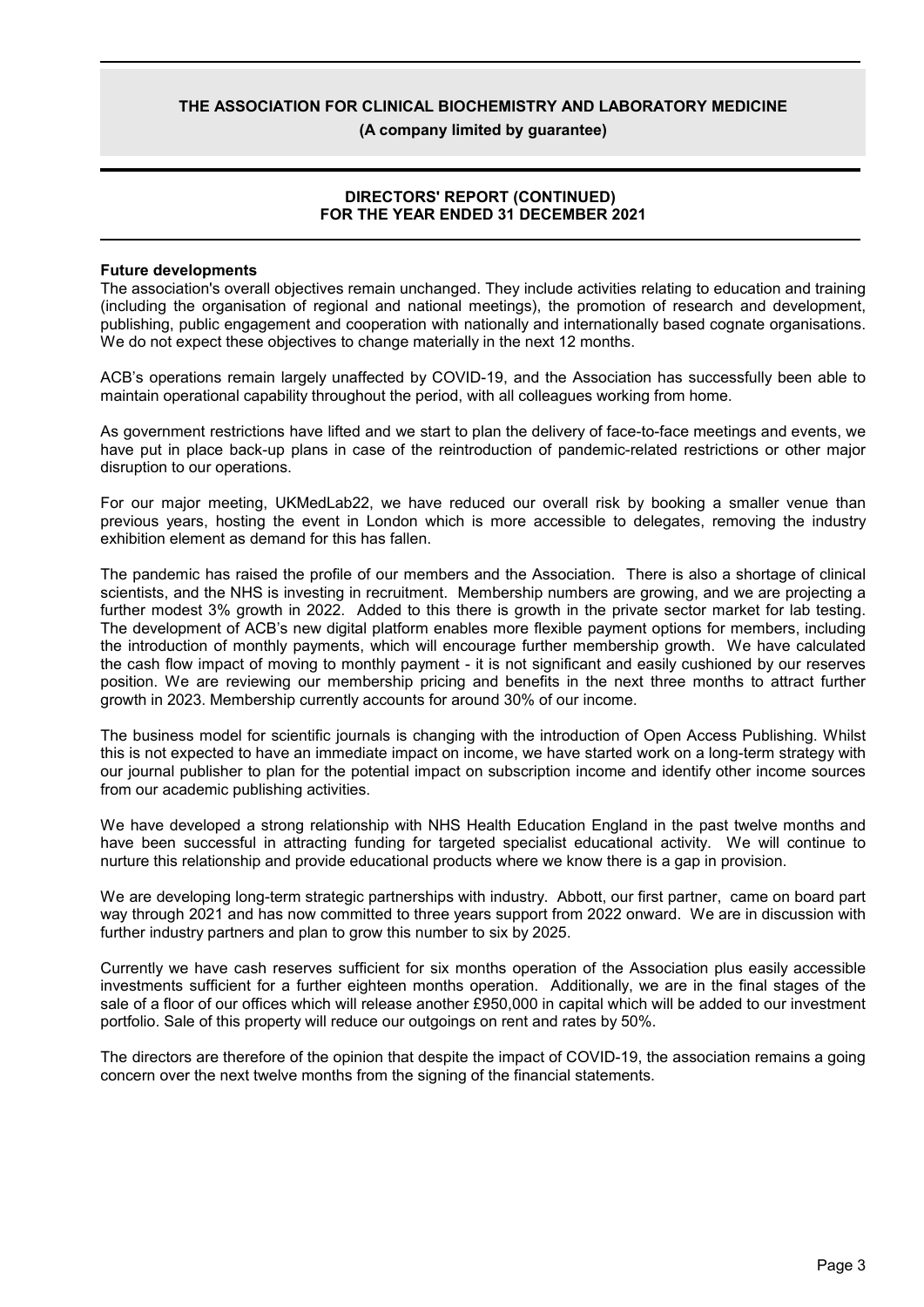# THE ASSOCIATION FOR CLINICAL BIOCHEMISTRY AND LABORATORY MEDICINE

**(A company limited by guarantee)**

## DIRECTORS' REPORT (CONTINUED)
## FOR THE YEAR ENDED 31 DECEMBER 2021

**Future developments**

The association's overall objectives remain unchanged. They include activities relating to education and training (including the organisation of regional and national meetings), the promotion of research and development, publishing, public engagement and cooperation with nationally and internationally based cognate organisations. We do not expect these objectives to change materially in the next 12 months.

ACB's operations remain largely unaffected by COVID-19, and the Association has successfully been able to maintain operational capability throughout the period, with all colleagues working from home.

As government restrictions have lifted and we start to plan the delivery of face-to-face meetings and events, we have put in place back-up plans in case of the reintroduction of pandemic-related restrictions or other major disruption to our operations.

For our major meeting, UKMedLab22, we have reduced our overall risk by booking a smaller venue than previous years, hosting the event in London which is more accessible to delegates, removing the industry exhibition element as demand for this has fallen.

The pandemic has raised the profile of our members and the Association. There is also a shortage of clinical scientists, and the NHS is investing in recruitment. Membership numbers are growing, and we are projecting a further modest 3% growth in 2022. Added to this there is growth in the private sector market for lab testing. The development of ACB's new digital platform enables more flexible payment options for members, including the introduction of monthly payments, which will encourage further membership growth. We have calculated the cash flow impact of moving to monthly payment - it is not significant and easily cushioned by our reserves position. We are reviewing our membership pricing and benefits in the next three months to attract further growth in 2023. Membership currently accounts for around 30% of our income.

The business model for scientific journals is changing with the introduction of Open Access Publishing. Whilst this is not expected to have an immediate impact on income, we have started work on a long-term strategy with our journal publisher to plan for the potential impact on subscription income and identify other income sources from our academic publishing activities.

We have developed a strong relationship with NHS Health Education England in the past twelve months and have been successful in attracting funding for targeted specialist educational activity. We will continue to nurture this relationship and provide educational products where we know there is a gap in provision.

We are developing long-term strategic partnerships with industry. Abbott, our first partner, came on board part way through 2021 and has now committed to three years support from 2022 onward. We are in discussion with further industry partners and plan to grow this number to six by 2025.

Currently we have cash reserves sufficient for six months operation of the Association plus easily accessible investments sufficient for a further eighteen months operation. Additionally, we are in the final stages of the sale of a floor of our offices which will release another £950,000 in capital which will be added to our investment portfolio. Sale of this property will reduce our outgoings on rent and rates by 50%.

The directors are therefore of the opinion that despite the impact of COVID-19, the association remains a going concern over the next twelve months from the signing of the financial statements.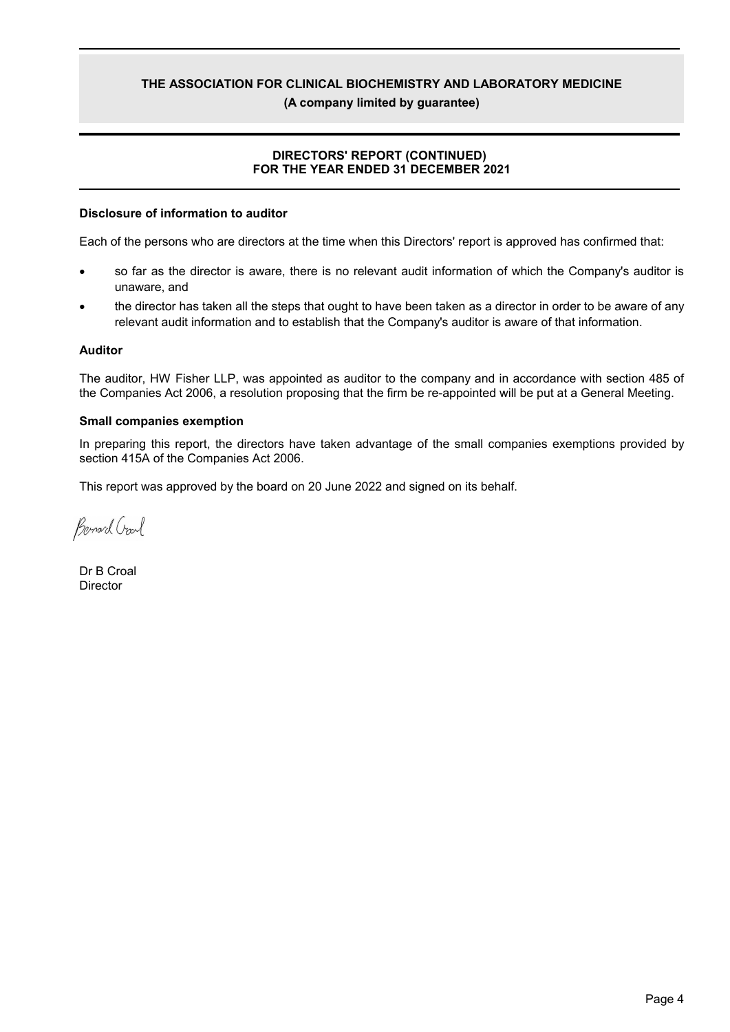# THE ASSOCIATION FOR CLINICAL BIOCHEMISTRY AND LABORATORY MEDICINE

**(A company limited by guarantee)**

## DIRECTORS' REPORT (CONTINUED) FOR THE YEAR ENDED 31 DECEMBER 2021

### Disclosure of information to auditor

Each of the persons who are directors at the time when this Directors' report is approved has confirmed that:

- so far as the director is aware, there is no relevant audit information of which the Company's auditor is unaware, and
- the director has taken all the steps that ought to have been taken as a director in order to be aware of any relevant audit information and to establish that the Company's auditor is aware of that information.

### Auditor

The auditor, HW Fisher LLP, was appointed as auditor to the company and in accordance with section 485 of the Companies Act 2006, a resolution proposing that the firm be re-appointed will be put at a General Meeting.

### Small companies exemption

In preparing this report, the directors have taken advantage of the small companies exemptions provided by section 415A of the Companies Act 2006.

This report was approved by the board on 20 June 2022 and signed on its behalf.

Dr B Croal
Director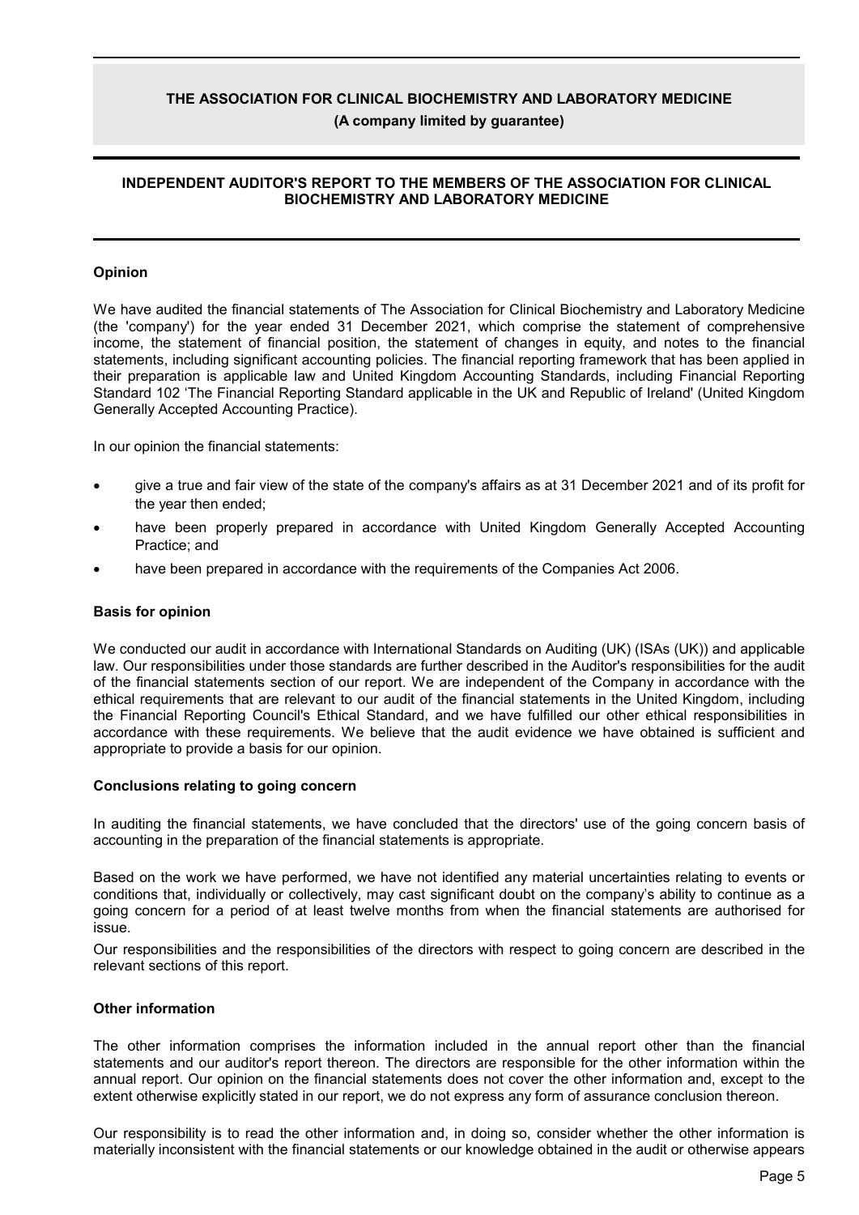# THE ASSOCIATION FOR CLINICAL BIOCHEMISTRY AND LABORATORY MEDICINE

**(A company limited by guarantee)**

## INDEPENDENT AUDITOR'S REPORT TO THE MEMBERS OF THE ASSOCIATION FOR CLINICAL BIOCHEMISTRY AND LABORATORY MEDICINE

### Opinion

We have audited the financial statements of The Association for Clinical Biochemistry and Laboratory Medicine (the 'company') for the year ended 31 December 2021, which comprise the statement of comprehensive income, the statement of financial position, the statement of changes in equity, and notes to the financial statements, including significant accounting policies. The financial reporting framework that has been applied in their preparation is applicable law and United Kingdom Accounting Standards, including Financial Reporting Standard 102 'The Financial Reporting Standard applicable in the UK and Republic of Ireland' (United Kingdom Generally Accepted Accounting Practice).

In our opinion the financial statements:

- give a true and fair view of the state of the company's affairs as at 31 December 2021 and of its profit for the year then ended;
- have been properly prepared in accordance with United Kingdom Generally Accepted Accounting Practice; and
- have been prepared in accordance with the requirements of the Companies Act 2006.

### Basis for opinion

We conducted our audit in accordance with International Standards on Auditing (UK) (ISAs (UK)) and applicable law. Our responsibilities under those standards are further described in the Auditor's responsibilities for the audit of the financial statements section of our report. We are independent of the Company in accordance with the ethical requirements that are relevant to our audit of the financial statements in the United Kingdom, including the Financial Reporting Council's Ethical Standard, and we have fulfilled our other ethical responsibilities in accordance with these requirements. We believe that the audit evidence we have obtained is sufficient and appropriate to provide a basis for our opinion.

### Conclusions relating to going concern

In auditing the financial statements, we have concluded that the directors' use of the going concern basis of accounting in the preparation of the financial statements is appropriate.

Based on the work we have performed, we have not identified any material uncertainties relating to events or conditions that, individually or collectively, may cast significant doubt on the company's ability to continue as a going concern for a period of at least twelve months from when the financial statements are authorised for issue.

Our responsibilities and the responsibilities of the directors with respect to going concern are described in the relevant sections of this report.

### Other information

The other information comprises the information included in the annual report other than the financial statements and our auditor's report thereon. The directors are responsible for the other information within the annual report. Our opinion on the financial statements does not cover the other information and, except to the extent otherwise explicitly stated in our report, we do not express any form of assurance conclusion thereon.

Our responsibility is to read the other information and, in doing so, consider whether the other information is materially inconsistent with the financial statements or our knowledge obtained in the audit or otherwise appears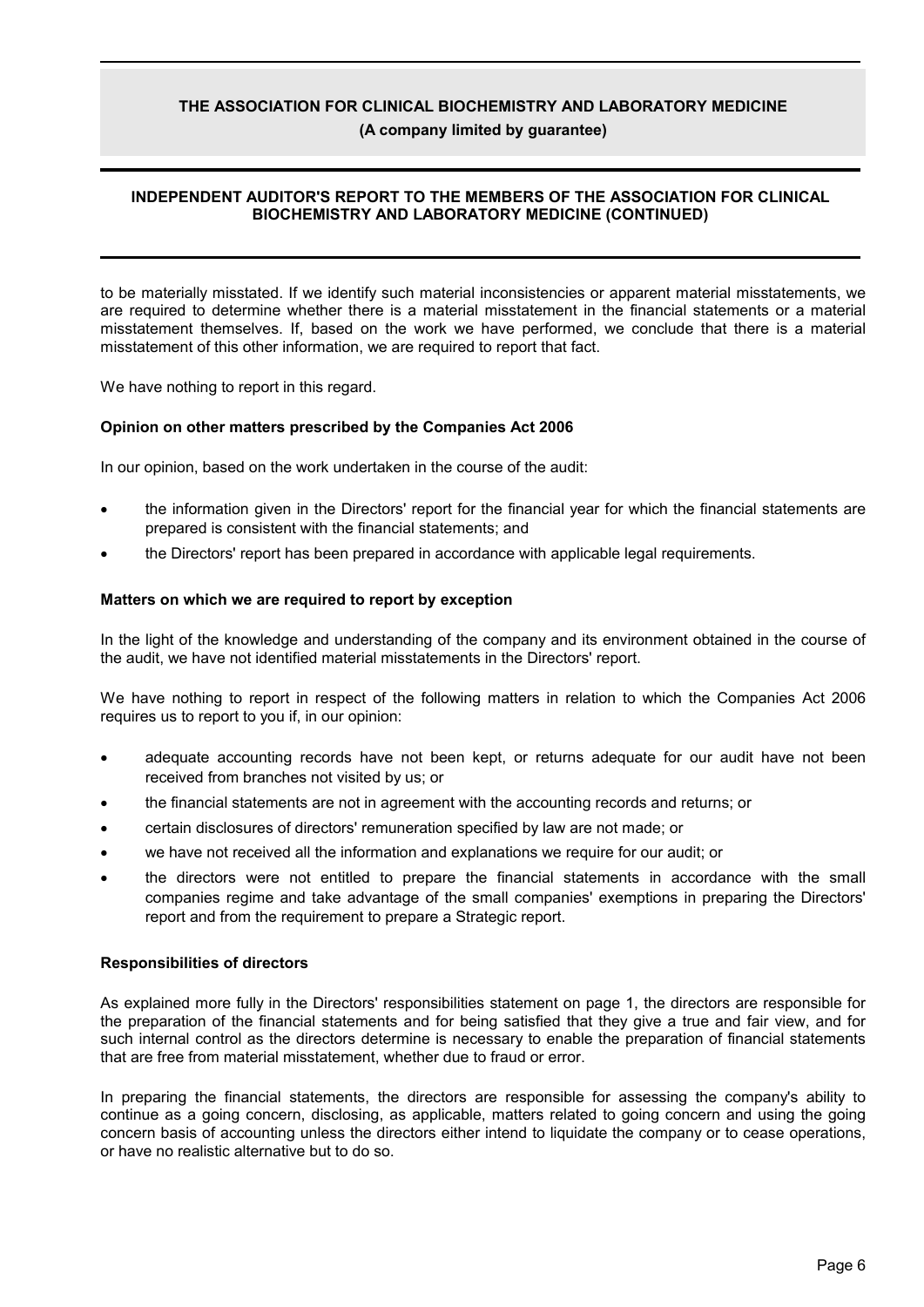to be materially misstated. If we identify such material inconsistencies or apparent material misstatements, we are required to determine whether there is a material misstatement in the financial statements or a material misstatement themselves. If, based on the work we have performed, we conclude that there is a material misstatement of this other information, we are required to report that fact.

We have nothing to report in this regard.

**Opinion on other matters prescribed by the Companies Act 2006**

In our opinion, based on the work undertaken in the course of the audit:

- the information given in the Directors' report for the financial year for which the financial statements are prepared is consistent with the financial statements; and
- the Directors' report has been prepared in accordance with applicable legal requirements.

**Matters on which we are required to report by exception**

In the light of the knowledge and understanding of the company and its environment obtained in the course of the audit, we have not identified material misstatements in the Directors' report.

We have nothing to report in respect of the following matters in relation to which the Companies Act 2006 requires us to report to you if, in our opinion:

- adequate accounting records have not been kept, or returns adequate for our audit have not been received from branches not visited by us; or
- the financial statements are not in agreement with the accounting records and returns; or
- certain disclosures of directors' remuneration specified by law are not made; or
- we have not received all the information and explanations we require for our audit; or
- the directors were not entitled to prepare the financial statements in accordance with the small companies regime and take advantage of the small companies' exemptions in preparing the Directors' report and from the requirement to prepare a Strategic report.

**Responsibilities of directors**

As explained more fully in the Directors' responsibilities statement on page 1, the directors are responsible for the preparation of the financial statements and for being satisfied that they give a true and fair view, and for such internal control as the directors determine is necessary to enable the preparation of financial statements that are free from material misstatement, whether due to fraud or error.

In preparing the financial statements, the directors are responsible for assessing the company's ability to continue as a going concern, disclosing, as applicable, matters related to going concern and using the going concern basis of accounting unless the directors either intend to liquidate the company or to cease operations, or have no realistic alternative but to do so.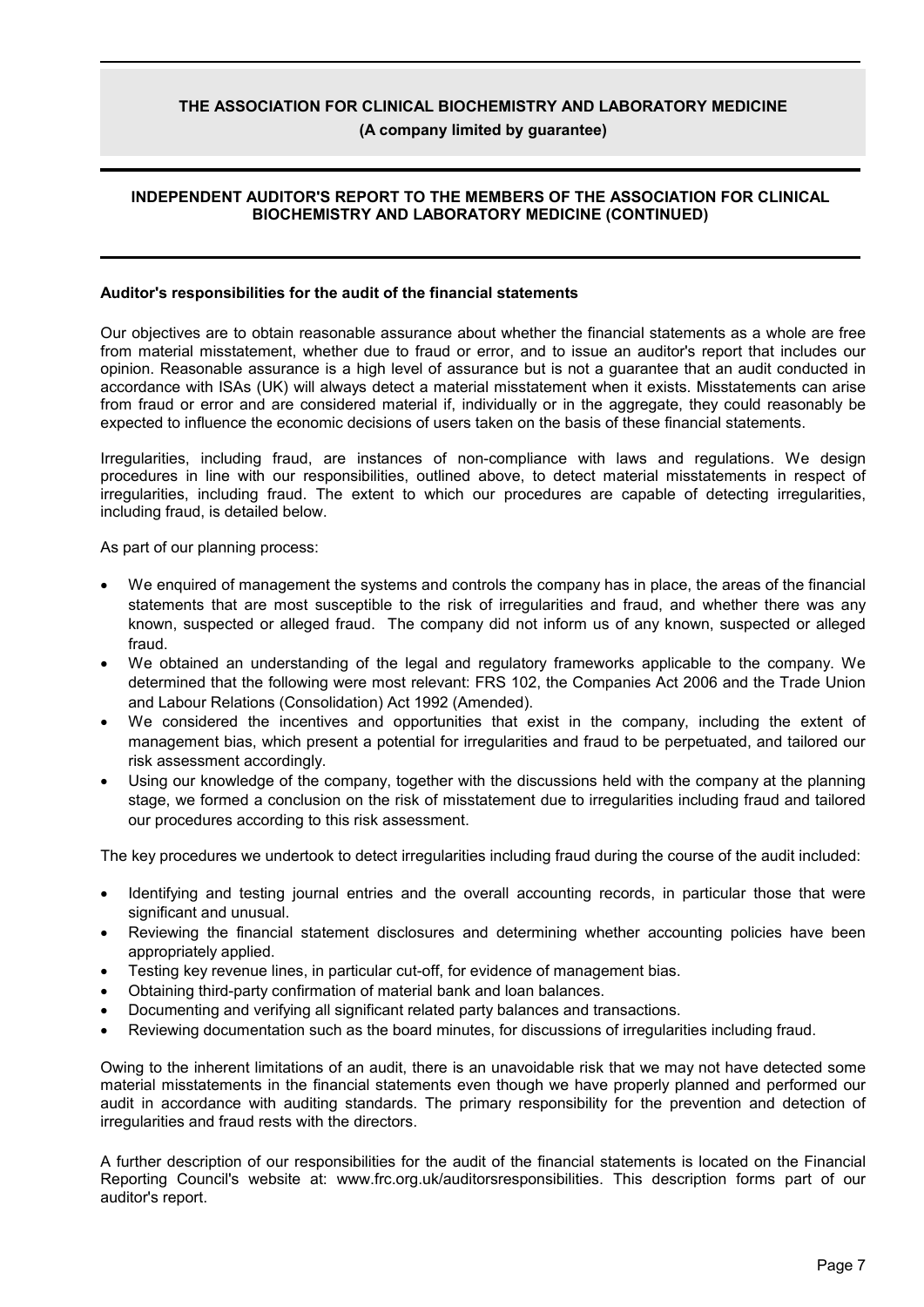**THE ASSOCIATION FOR CLINICAL BIOCHEMISTRY AND LABORATORY MEDICINE**

**(A company limited by guarantee)**

**INDEPENDENT AUDITOR'S REPORT TO THE MEMBERS OF THE ASSOCIATION FOR CLINICAL BIOCHEMISTRY AND LABORATORY MEDICINE (CONTINUED)**

**Auditor's responsibilities for the audit of the financial statements**

Our objectives are to obtain reasonable assurance about whether the financial statements as a whole are free from material misstatement, whether due to fraud or error, and to issue an auditor's report that includes our opinion. Reasonable assurance is a high level of assurance but is not a guarantee that an audit conducted in accordance with ISAs (UK) will always detect a material misstatement when it exists. Misstatements can arise from fraud or error and are considered material if, individually or in the aggregate, they could reasonably be expected to influence the economic decisions of users taken on the basis of these financial statements.

Irregularities, including fraud, are instances of non-compliance with laws and regulations. We design procedures in line with our responsibilities, outlined above, to detect material misstatements in respect of irregularities, including fraud. The extent to which our procedures are capable of detecting irregularities, including fraud, is detailed below.

As part of our planning process:

- We enquired of management the systems and controls the company has in place, the areas of the financial statements that are most susceptible to the risk of irregularities and fraud, and whether there was any known, suspected or alleged fraud. The company did not inform us of any known, suspected or alleged fraud.
- We obtained an understanding of the legal and regulatory frameworks applicable to the company. We determined that the following were most relevant: FRS 102, the Companies Act 2006 and the Trade Union and Labour Relations (Consolidation) Act 1992 (Amended).
- We considered the incentives and opportunities that exist in the company, including the extent of management bias, which present a potential for irregularities and fraud to be perpetuated, and tailored our risk assessment accordingly.
- Using our knowledge of the company, together with the discussions held with the company at the planning stage, we formed a conclusion on the risk of misstatement due to irregularities including fraud and tailored our procedures according to this risk assessment.

The key procedures we undertook to detect irregularities including fraud during the course of the audit included:

- Identifying and testing journal entries and the overall accounting records, in particular those that were significant and unusual.
- Reviewing the financial statement disclosures and determining whether accounting policies have been appropriately applied.
- Testing key revenue lines, in particular cut-off, for evidence of management bias.
- Obtaining third-party confirmation of material bank and loan balances.
- Documenting and verifying all significant related party balances and transactions.
- Reviewing documentation such as the board minutes, for discussions of irregularities including fraud.

Owing to the inherent limitations of an audit, there is an unavoidable risk that we may not have detected some material misstatements in the financial statements even though we have properly planned and performed our audit in accordance with auditing standards. The primary responsibility for the prevention and detection of irregularities and fraud rests with the directors.

A further description of our responsibilities for the audit of the financial statements is located on the Financial Reporting Council's website at: www.frc.org.uk/auditorsresponsibilities. This description forms part of our auditor's report.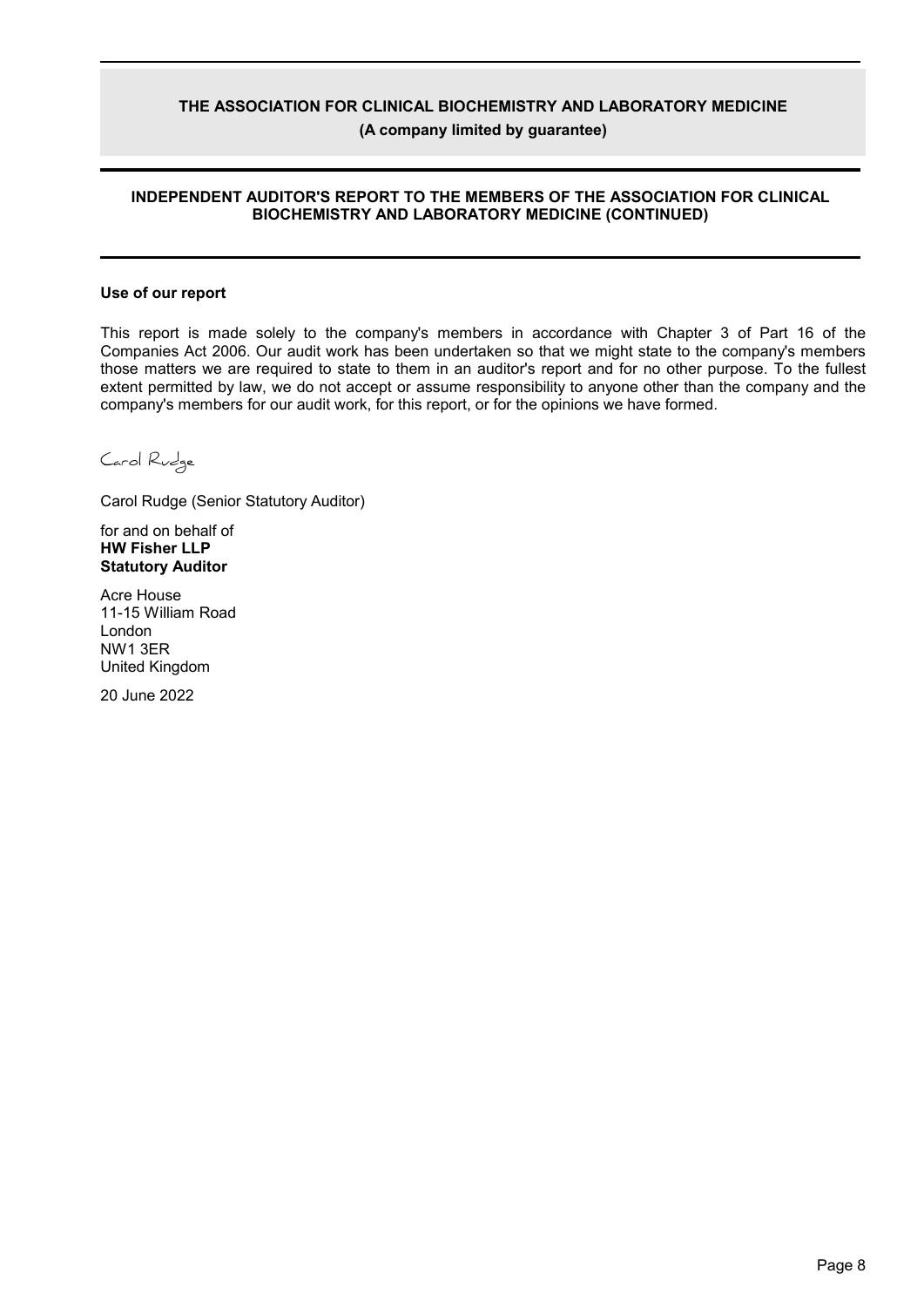## Use of our report

This report is made solely to the company's members in accordance with Chapter 3 of Part 16 of the Companies Act 2006. Our audit work has been undertaken so that we might state to the company's members those matters we are required to state to them in an auditor's report and for no other purpose. To the fullest extent permitted by law, we do not accept or assume responsibility to anyone other than the company and the company's members for our audit work, for this report, or for the opinions we have formed.

Carol Rudge

Carol Rudge (Senior Statutory Auditor)

for and on behalf of
**HW Fisher LLP**
**Statutory Auditor**

Acre House
11-15 William Road
London
NW1 3ER
United Kingdom

20 June 2022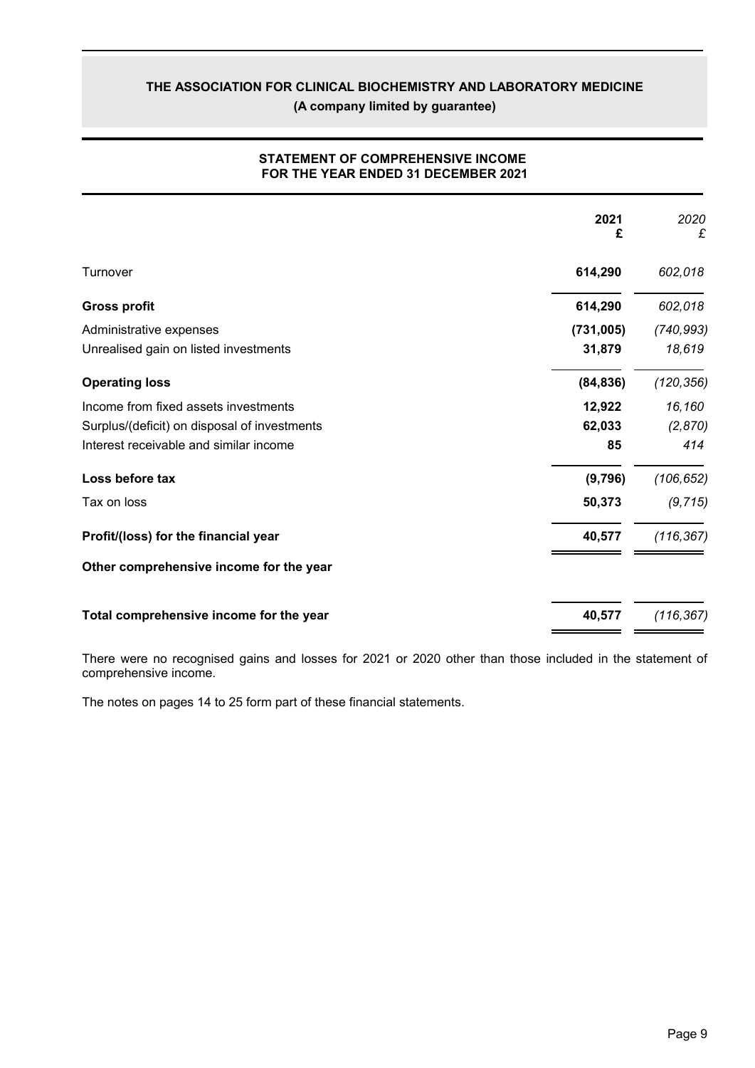# THE ASSOCIATION FOR CLINICAL BIOCHEMISTRY AND LABORATORY MEDICINE

**(A company limited by guarantee)**

## STATEMENT OF COMPREHENSIVE INCOME FOR THE YEAR ENDED 31 DECEMBER 2021

| | **2021** **£** | *2020* *£* |
|---|---|---|
| Turnover | **614,290** | *602,018* |
| **Gross profit** | **614,290** | *602,018* |
| Administrative expenses | **(731,005)** | *(740,993)* |
| Unrealised gain on listed investments | **31,879** | *18,619* |
| **Operating loss** | **(84,836)** | *(120,356)* |
| Income from fixed assets investments | **12,922** | *16,160* |
| Surplus/(deficit) on disposal of investments | **62,033** | *(2,870)* |
| Interest receivable and similar income | **85** | *414* |
| **Loss before tax** | **(9,796)** | *(106,652)* |
| Tax on loss | **50,373** | *(9,715)* |
| **Profit/(loss) for the financial year** | **40,577** | *(116,367)* |
| **Other comprehensive income for the year** | | |
| **Total comprehensive income for the year** | **40,577** | *(116,367)* |

There were no recognised gains and losses for 2021 or 2020 other than those included in the statement of comprehensive income.

The notes on pages 14 to 25 form part of these financial statements.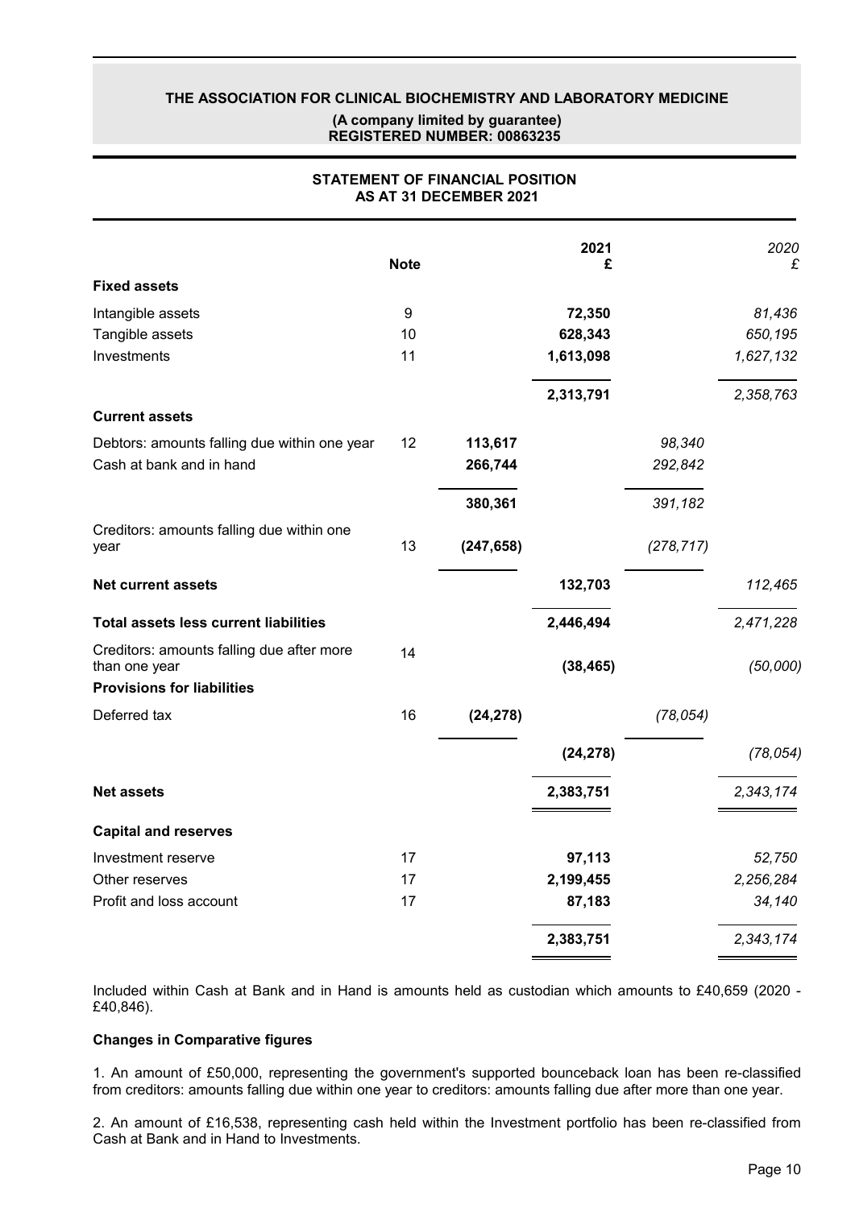**THE ASSOCIATION FOR CLINICAL BIOCHEMISTRY AND LABORATORY MEDICINE**

**(A company limited by guarantee)**
**REGISTERED NUMBER: 00863235**

## STATEMENT OF FINANCIAL POSITION
## AS AT 31 DECEMBER 2021

| | Note | | 2021 £ | | *2020 £* |
|---|---|---|---|---|---|
| **Fixed assets** | | | | | |
| Intangible assets | 9 | | **72,350** | | *81,436* |
| Tangible assets | 10 | | **628,343** | | *650,195* |
| Investments | 11 | | **1,613,098** | | *1,627,132* |
| | | | **2,313,791** | | *2,358,763* |
| **Current assets** | | | | | |
| Debtors: amounts falling due within one year | 12 | **113,617** | | *98,340* | |
| Cash at bank and in hand | | **266,744** | | *292,842* | |
| | | **380,361** | | *391,182* | |
| Creditors: amounts falling due within one year | 13 | **(247,658)** | | *(278,717)* | |
| **Net current assets** | | | **132,703** | | *112,465* |
| **Total assets less current liabilities** | | | **2,446,494** | | *2,471,228* |
| Creditors: amounts falling due after more than one year | 14 | | **(38,465)** | | *(50,000)* |
| **Provisions for liabilities** | | | | | |
| Deferred tax | 16 | **(24,278)** | | *(78,054)* | |
| | | | **(24,278)** | | *(78,054)* |
| **Net assets** | | | **2,383,751** | | *2,343,174* |
| **Capital and reserves** | | | | | |
| Investment reserve | 17 | | **97,113** | | *52,750* |
| Other reserves | 17 | | **2,199,455** | | *2,256,284* |
| Profit and loss account | 17 | | **87,183** | | *34,140* |
| | | | **2,383,751** | | *2,343,174* |

Included within Cash at Bank and in Hand is amounts held as custodian which amounts to £40,659 (2020 - £40,846).

**Changes in Comparative figures**

1. An amount of £50,000, representing the government's supported bounceback loan has been re-classified from creditors: amounts falling due within one year to creditors: amounts falling due after more than one year.

2. An amount of £16,538, representing cash held within the Investment portfolio has been re-classified from Cash at Bank and in Hand to Investments.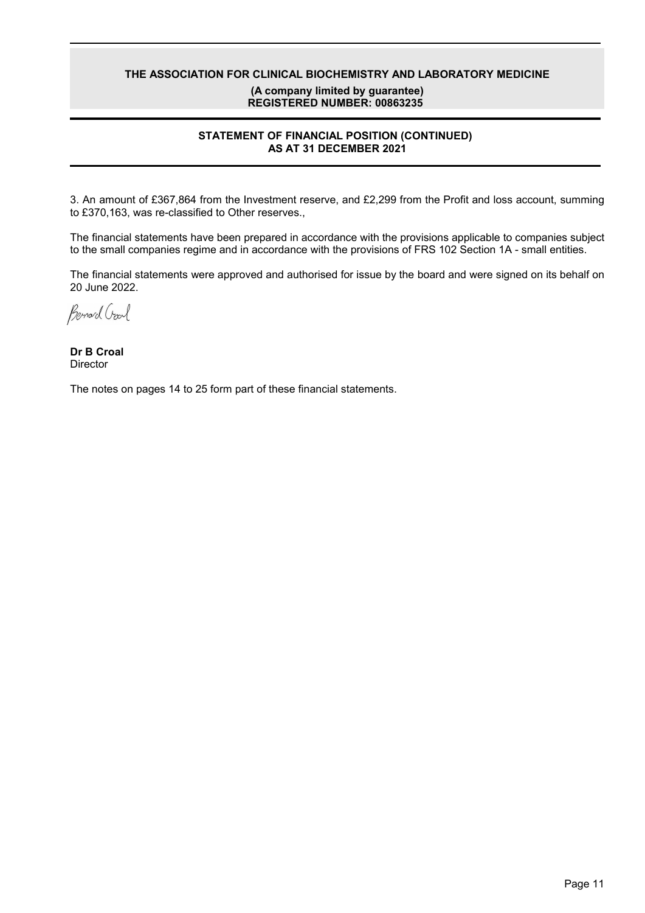**THE ASSOCIATION FOR CLINICAL BIOCHEMISTRY AND LABORATORY MEDICINE**

**(A company limited by guarantee)**
**REGISTERED NUMBER: 00863235**

## STATEMENT OF FINANCIAL POSITION (CONTINUED)
## AS AT 31 DECEMBER 2021

3. An amount of £367,864 from the Investment reserve, and £2,299 from the Profit and loss account, summing to £370,163, was re-classified to Other reserves.,

The financial statements have been prepared in accordance with the provisions applicable to companies subject to the small companies regime and in accordance with the provisions of FRS 102 Section 1A - small entities.

The financial statements were approved and authorised for issue by the board and were signed on its behalf on 20 June 2022.

Bernard Croal

**Dr B Croal**
Director

The notes on pages 14 to 25 form part of these financial statements.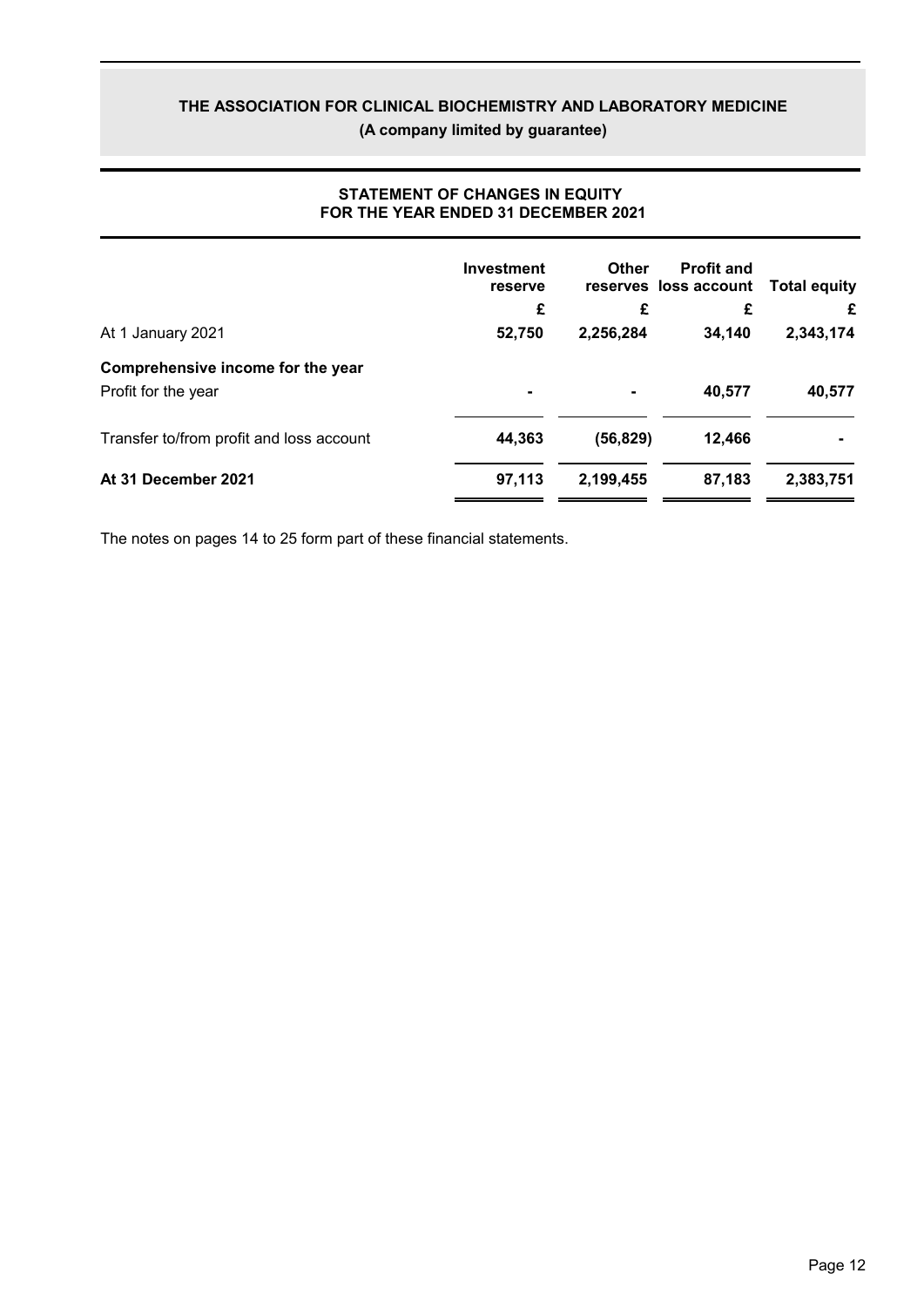# THE ASSOCIATION FOR CLINICAL BIOCHEMISTRY AND LABORATORY MEDICINE

**(A company limited by guarantee)**

## STATEMENT OF CHANGES IN EQUITY
## FOR THE YEAR ENDED 31 DECEMBER 2021

| | Investment reserve | Other reserves | Profit and loss account | Total equity |
|---|---|---|---|---|
| | £ | £ | £ | £ |
| At 1 January 2021 | **52,750** | **2,256,284** | **34,140** | **2,343,174** |
| **Comprehensive income for the year** | | | | |
| Profit for the year | **-** | **-** | **40,577** | **40,577** |
| Transfer to/from profit and loss account | **44,363** | **(56,829)** | **12,466** | **-** |
| **At 31 December 2021** | **97,113** | **2,199,455** | **87,183** | **2,383,751** |

The notes on pages 14 to 25 form part of these financial statements.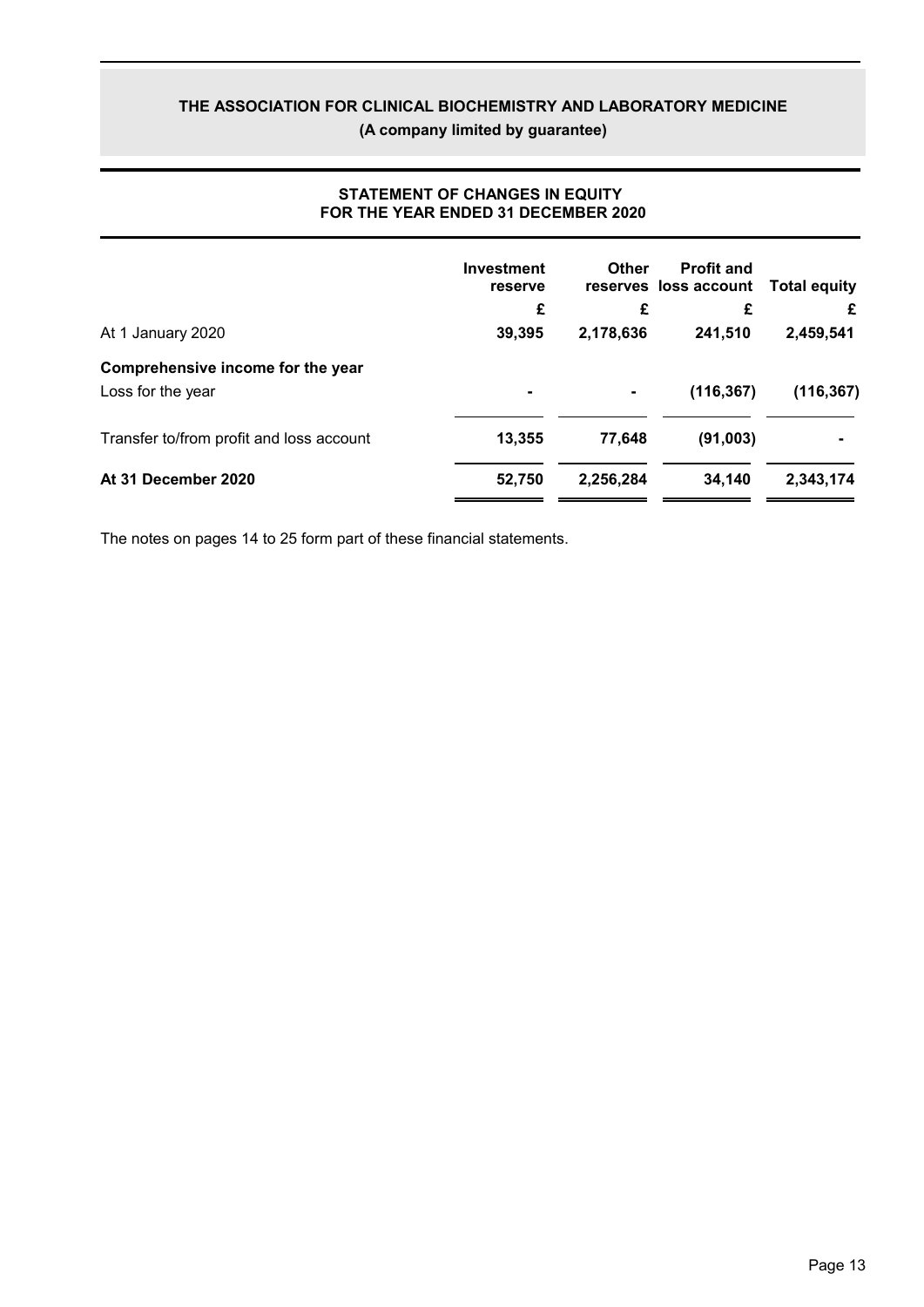# THE ASSOCIATION FOR CLINICAL BIOCHEMISTRY AND LABORATORY MEDICINE

**(A company limited by guarantee)**

## STATEMENT OF CHANGES IN EQUITY FOR THE YEAR ENDED 31 DECEMBER 2020

| | Investment reserve | Other reserves | Profit and loss account | Total equity |
|---|---|---|---|---|
| | £ | £ | £ | £ |
| At 1 January 2020 | **39,395** | **2,178,636** | **241,510** | **2,459,541** |
| **Comprehensive income for the year** | | | | |
| Loss for the year | **-** | **-** | **(116,367)** | **(116,367)** |
| Transfer to/from profit and loss account | **13,355** | **77,648** | **(91,003)** | **-** |
| **At 31 December 2020** | **52,750** | **2,256,284** | **34,140** | **2,343,174** |

The notes on pages 14 to 25 form part of these financial statements.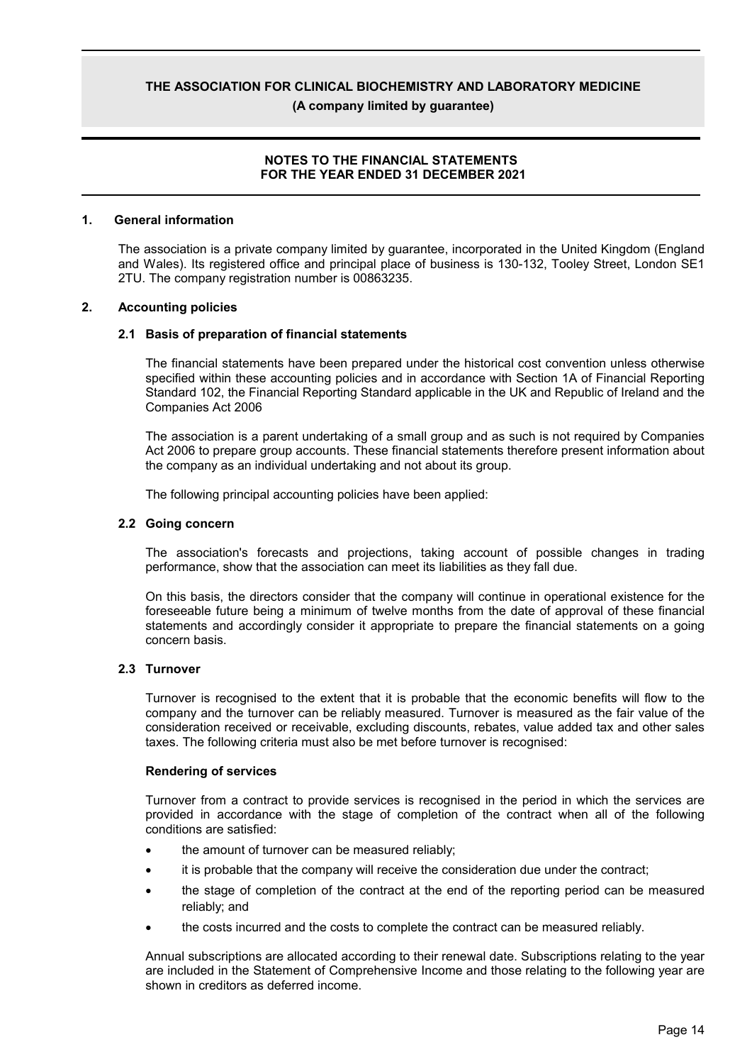# THE ASSOCIATION FOR CLINICAL BIOCHEMISTRY AND LABORATORY MEDICINE

**(A company limited by guarantee)**

**NOTES TO THE FINANCIAL STATEMENTS**
**FOR THE YEAR ENDED 31 DECEMBER 2021**

## 1. General information

The association is a private company limited by guarantee, incorporated in the United Kingdom (England and Wales). Its registered office and principal place of business is 130-132, Tooley Street, London SE1 2TU. The company registration number is 00863235.

## 2. Accounting policies

### 2.1 Basis of preparation of financial statements

The financial statements have been prepared under the historical cost convention unless otherwise specified within these accounting policies and in accordance with Section 1A of Financial Reporting Standard 102, the Financial Reporting Standard applicable in the UK and Republic of Ireland and the Companies Act 2006

The association is a parent undertaking of a small group and as such is not required by Companies Act 2006 to prepare group accounts. These financial statements therefore present information about the company as an individual undertaking and not about its group.

The following principal accounting policies have been applied:

### 2.2 Going concern

The association's forecasts and projections, taking account of possible changes in trading performance, show that the association can meet its liabilities as they fall due.

On this basis, the directors consider that the company will continue in operational existence for the foreseeable future being a minimum of twelve months from the date of approval of these financial statements and accordingly consider it appropriate to prepare the financial statements on a going concern basis.

### 2.3 Turnover

Turnover is recognised to the extent that it is probable that the economic benefits will flow to the company and the turnover can be reliably measured. Turnover is measured as the fair value of the consideration received or receivable, excluding discounts, rebates, value added tax and other sales taxes. The following criteria must also be met before turnover is recognised:

**Rendering of services**

Turnover from a contract to provide services is recognised in the period in which the services are provided in accordance with the stage of completion of the contract when all of the following conditions are satisfied:

- the amount of turnover can be measured reliably;
- it is probable that the company will receive the consideration due under the contract;
- the stage of completion of the contract at the end of the reporting period can be measured reliably; and
- the costs incurred and the costs to complete the contract can be measured reliably.

Annual subscriptions are allocated according to their renewal date. Subscriptions relating to the year are included in the Statement of Comprehensive Income and those relating to the following year are shown in creditors as deferred income.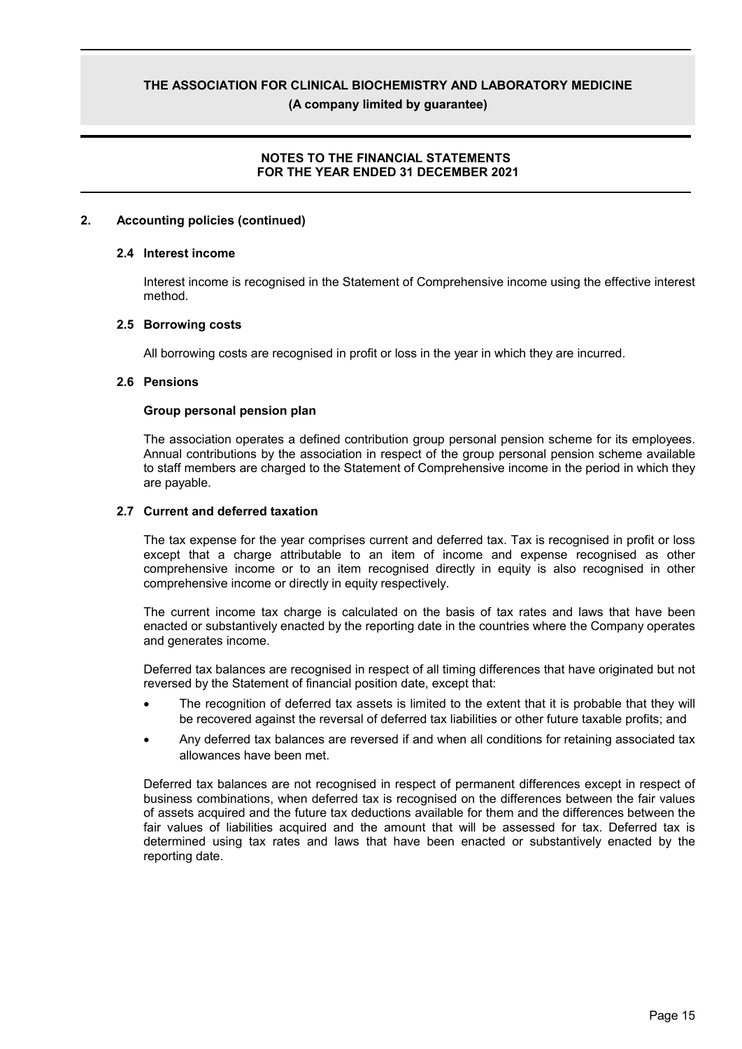## 2. Accounting policies (continued)

### 2.4 Interest income

Interest income is recognised in the Statement of Comprehensive income using the effective interest method.

### 2.5 Borrowing costs

All borrowing costs are recognised in profit or loss in the year in which they are incurred.

### 2.6 Pensions

**Group personal pension plan**

The association operates a defined contribution group personal pension scheme for its employees. Annual contributions by the association in respect of the group personal pension scheme available to staff members are charged to the Statement of Comprehensive income in the period in which they are payable.

### 2.7 Current and deferred taxation

The tax expense for the year comprises current and deferred tax. Tax is recognised in profit or loss except that a charge attributable to an item of income and expense recognised as other comprehensive income or to an item recognised directly in equity is also recognised in other comprehensive income or directly in equity respectively.

The current income tax charge is calculated on the basis of tax rates and laws that have been enacted or substantively enacted by the reporting date in the countries where the Company operates and generates income.

Deferred tax balances are recognised in respect of all timing differences that have originated but not reversed by the Statement of financial position date, except that:

- The recognition of deferred tax assets is limited to the extent that it is probable that they will be recovered against the reversal of deferred tax liabilities or other future taxable profits; and
- Any deferred tax balances are reversed if and when all conditions for retaining associated tax allowances have been met.

Deferred tax balances are not recognised in respect of permanent differences except in respect of business combinations, when deferred tax is recognised on the differences between the fair values of assets acquired and the future tax deductions available for them and the differences between the fair values of liabilities acquired and the amount that will be assessed for tax. Deferred tax is determined using tax rates and laws that have been enacted or substantively enacted by the reporting date.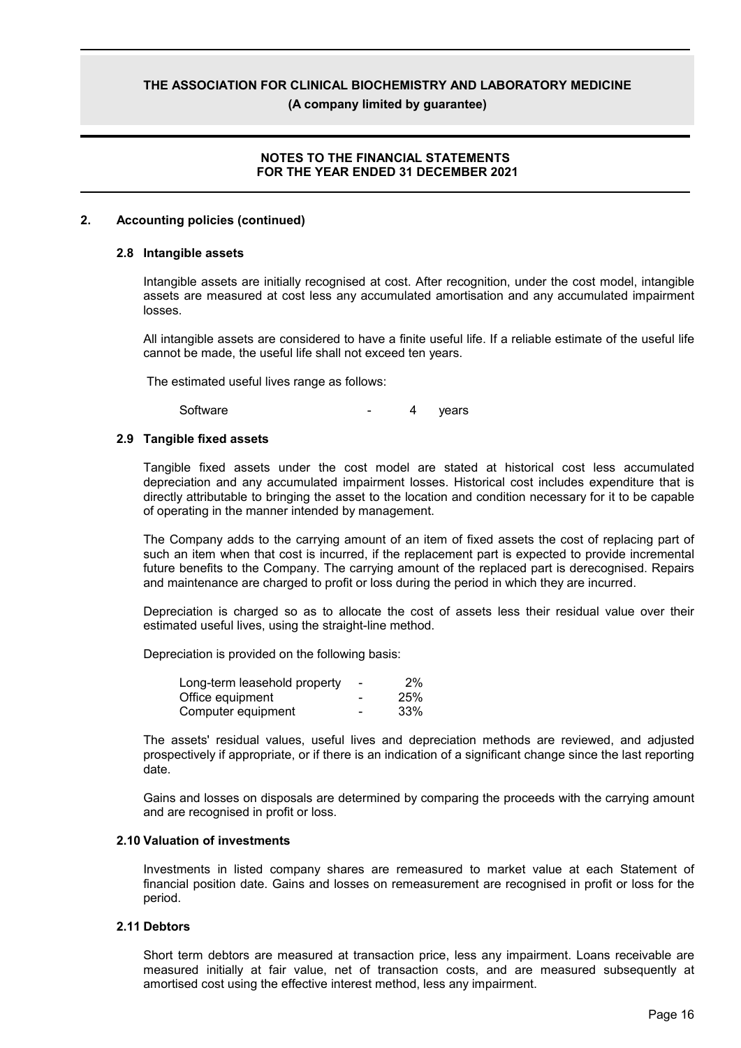## 2. Accounting policies (continued)

### 2.8 Intangible assets

Intangible assets are initially recognised at cost. After recognition, under the cost model, intangible assets are measured at cost less any accumulated amortisation and any accumulated impairment losses.

All intangible assets are considered to have a finite useful life. If a reliable estimate of the useful life cannot be made, the useful life shall not exceed ten years.

The estimated useful lives range as follows:

| | | |
|---|---|---|
| Software | - | 4 years |

### 2.9 Tangible fixed assets

Tangible fixed assets under the cost model are stated at historical cost less accumulated depreciation and any accumulated impairment losses. Historical cost includes expenditure that is directly attributable to bringing the asset to the location and condition necessary for it to be capable of operating in the manner intended by management.

The Company adds to the carrying amount of an item of fixed assets the cost of replacing part of such an item when that cost is incurred, if the replacement part is expected to provide incremental future benefits to the Company. The carrying amount of the replaced part is derecognised. Repairs and maintenance are charged to profit or loss during the period in which they are incurred.

Depreciation is charged so as to allocate the cost of assets less their residual value over their estimated useful lives, using the straight-line method.

Depreciation is provided on the following basis:

| | | |
|---|---|---|
| Long-term leasehold property | - | 2% |
| Office equipment | - | 25% |
| Computer equipment | - | 33% |

The assets' residual values, useful lives and depreciation methods are reviewed, and adjusted prospectively if appropriate, or if there is an indication of a significant change since the last reporting date.

Gains and losses on disposals are determined by comparing the proceeds with the carrying amount and are recognised in profit or loss.

### 2.10 Valuation of investments

Investments in listed company shares are remeasured to market value at each Statement of financial position date. Gains and losses on remeasurement are recognised in profit or loss for the period.

### 2.11 Debtors

Short term debtors are measured at transaction price, less any impairment. Loans receivable are measured initially at fair value, net of transaction costs, and are measured subsequently at amortised cost using the effective interest method, less any impairment.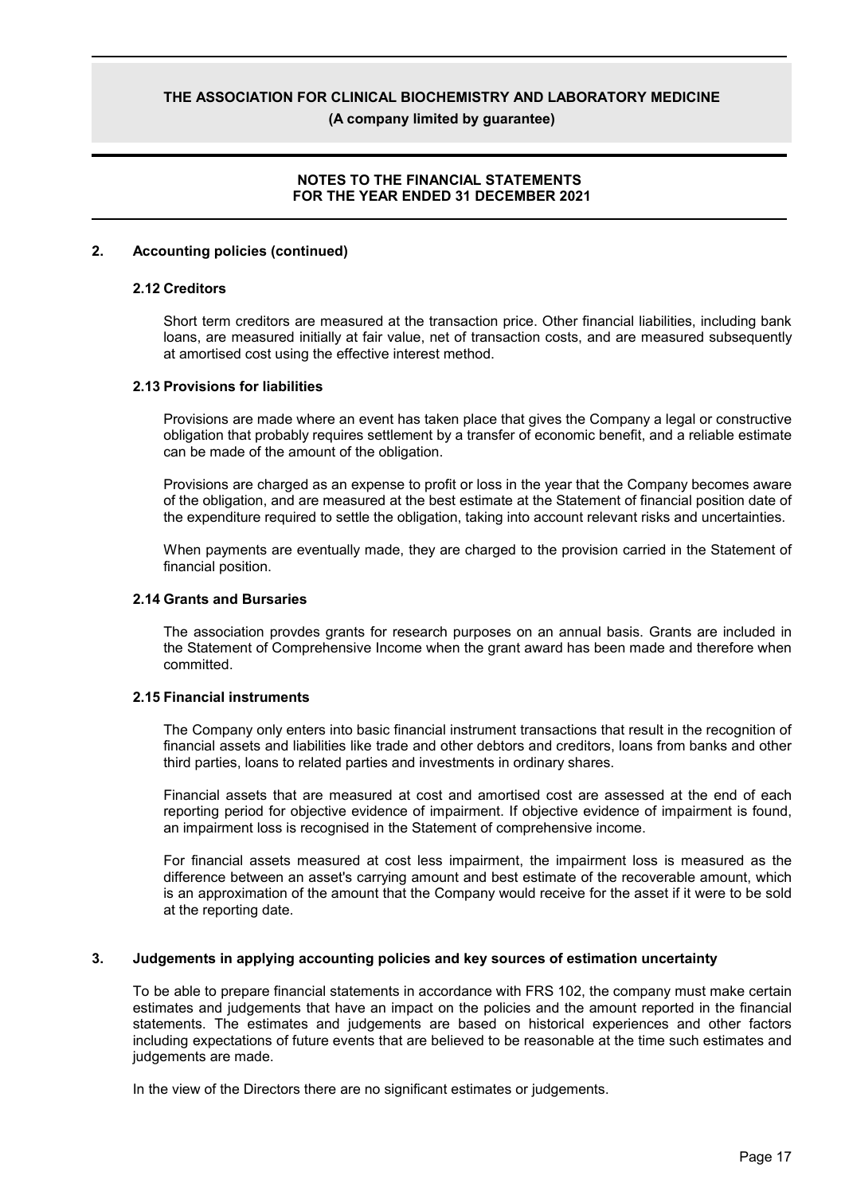## 2. Accounting policies (continued)

### 2.12 Creditors

Short term creditors are measured at the transaction price. Other financial liabilities, including bank loans, are measured initially at fair value, net of transaction costs, and are measured subsequently at amortised cost using the effective interest method.

### 2.13 Provisions for liabilities

Provisions are made where an event has taken place that gives the Company a legal or constructive obligation that probably requires settlement by a transfer of economic benefit, and a reliable estimate can be made of the amount of the obligation.

Provisions are charged as an expense to profit or loss in the year that the Company becomes aware of the obligation, and are measured at the best estimate at the Statement of financial position date of the expenditure required to settle the obligation, taking into account relevant risks and uncertainties.

When payments are eventually made, they are charged to the provision carried in the Statement of financial position.

### 2.14 Grants and Bursaries

The association provdes grants for research purposes on an annual basis. Grants are included in the Statement of Comprehensive Income when the grant award has been made and therefore when committed.

### 2.15 Financial instruments

The Company only enters into basic financial instrument transactions that result in the recognition of financial assets and liabilities like trade and other debtors and creditors, loans from banks and other third parties, loans to related parties and investments in ordinary shares.

Financial assets that are measured at cost and amortised cost are assessed at the end of each reporting period for objective evidence of impairment. If objective evidence of impairment is found, an impairment loss is recognised in the Statement of comprehensive income.

For financial assets measured at cost less impairment, the impairment loss is measured as the difference between an asset's carrying amount and best estimate of the recoverable amount, which is an approximation of the amount that the Company would receive for the asset if it were to be sold at the reporting date.

## 3. Judgements in applying accounting policies and key sources of estimation uncertainty

To be able to prepare financial statements in accordance with FRS 102, the company must make certain estimates and judgements that have an impact on the policies and the amount reported in the financial statements. The estimates and judgements are based on historical experiences and other factors including expectations of future events that are believed to be reasonable at the time such estimates and judgements are made.

In the view of the Directors there are no significant estimates or judgements.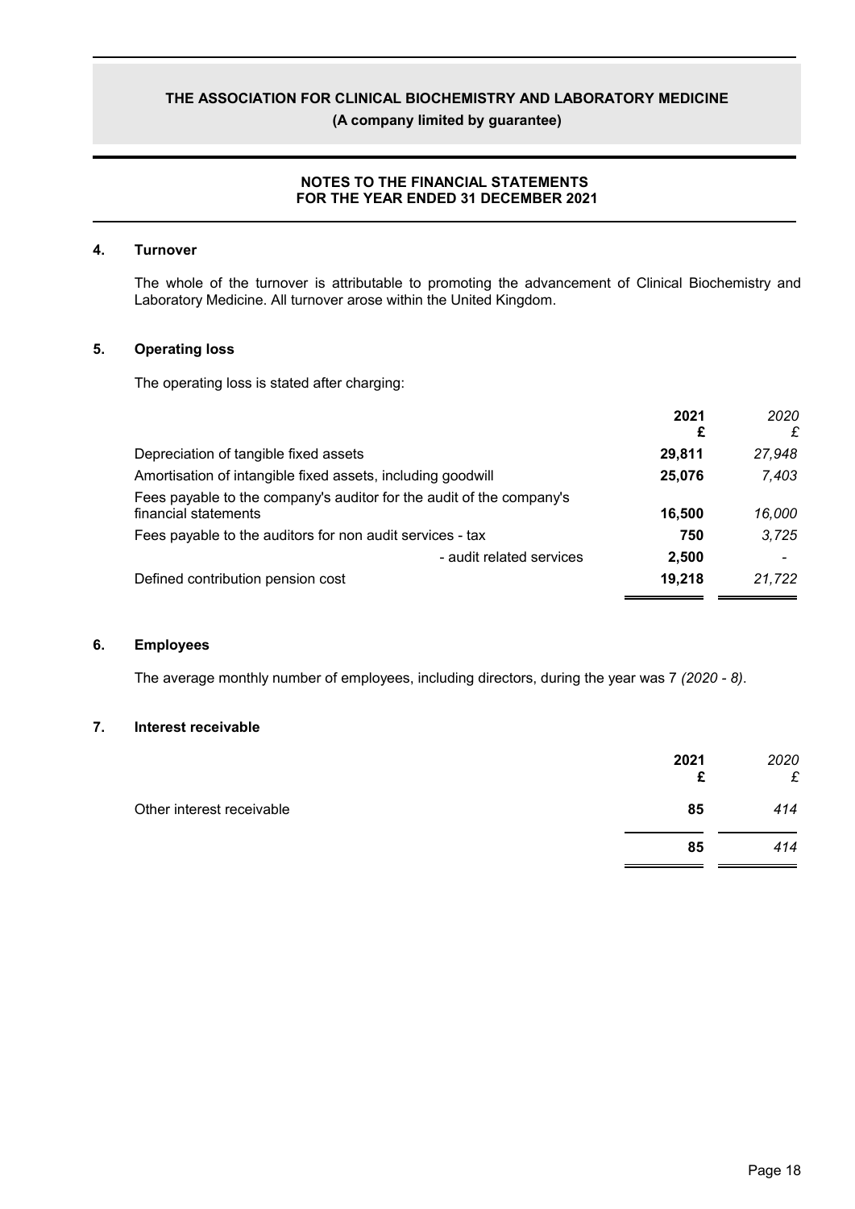# THE ASSOCIATION FOR CLINICAL BIOCHEMISTRY AND LABORATORY MEDICINE

**(A company limited by guarantee)**

## NOTES TO THE FINANCIAL STATEMENTS
## FOR THE YEAR ENDED 31 DECEMBER 2021

### 4. Turnover

The whole of the turnover is attributable to promoting the advancement of Clinical Biochemistry and Laboratory Medicine. All turnover arose within the United Kingdom.

### 5. Operating loss

The operating loss is stated after charging:

| | **2021** **£** | *2020* *£* |
|---|---|---|
| Depreciation of tangible fixed assets | **29,811** | *27,948* |
| Amortisation of intangible fixed assets, including goodwill | **25,076** | *7,403* |
| Fees payable to the company's auditor for the audit of the company's financial statements | **16,500** | *16,000* |
| Fees payable to the auditors for non audit services - tax | **750** | *3,725* |
| - audit related services | **2,500** | *-* |
| Defined contribution pension cost | **19,218** | *21,722* |

### 6. Employees

The average monthly number of employees, including directors, during the year was 7 *(2020 - 8)*.

### 7. Interest receivable

| | **2021** **£** | *2020* *£* |
|---|---|---|
| Other interest receivable | **85** | *414* |
| | **85** | *414* |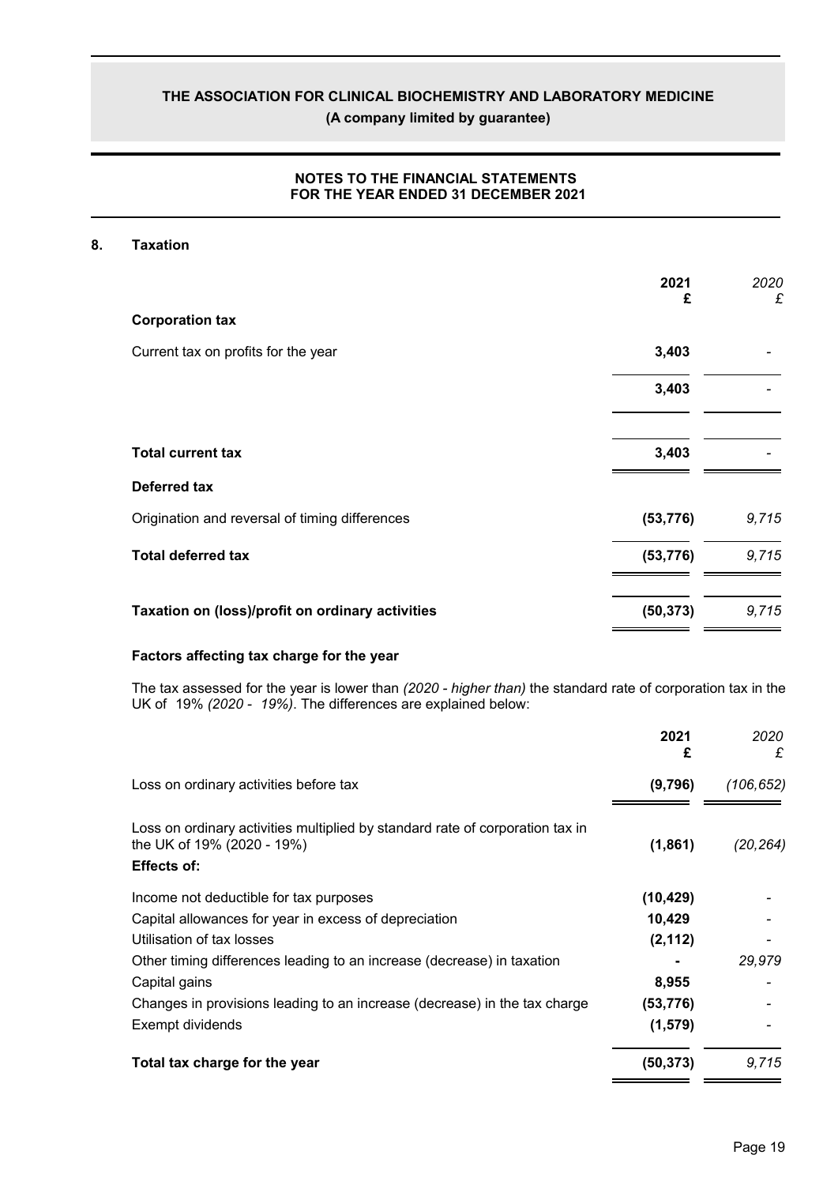# THE ASSOCIATION FOR CLINICAL BIOCHEMISTRY AND LABORATORY MEDICINE

**(A company limited by guarantee)**

**NOTES TO THE FINANCIAL STATEMENTS FOR THE YEAR ENDED 31 DECEMBER 2021**

## 8. Taxation

| | **2021 £** | *2020 £* |
|---|---|---|
| **Corporation tax** | | |
| Current tax on profits for the year | **3,403** | - |
| | **3,403** | - |
| **Total current tax** | **3,403** | - |
| **Deferred tax** | | |
| Origination and reversal of timing differences | **(53,776)** | *9,715* |
| **Total deferred tax** | **(53,776)** | *9,715* |
| **Taxation on (loss)/profit on ordinary activities** | **(50,373)** | *9,715* |

### Factors affecting tax charge for the year

The tax assessed for the year is lower than *(2020 - higher than)* the standard rate of corporation tax in the UK of 19% *(2020 - 19%)*. The differences are explained below:

| | **2021 £** | *2020 £* |
|---|---|---|
| Loss on ordinary activities before tax | **(9,796)** | *(106,652)* |
| Loss on ordinary activities multiplied by standard rate of corporation tax in the UK of 19% (2020 - 19%) | **(1,861)** | *(20,264)* |
| **Effects of:** | | |
| Income not deductible for tax purposes | **(10,429)** | - |
| Capital allowances for year in excess of depreciation | **10,429** | - |
| Utilisation of tax losses | **(2,112)** | - |
| Other timing differences leading to an increase (decrease) in taxation | **-** | *29,979* |
| Capital gains | **8,955** | - |
| Changes in provisions leading to an increase (decrease) in the tax charge | **(53,776)** | - |
| Exempt dividends | **(1,579)** | - |
| **Total tax charge for the year** | **(50,373)** | *9,715* |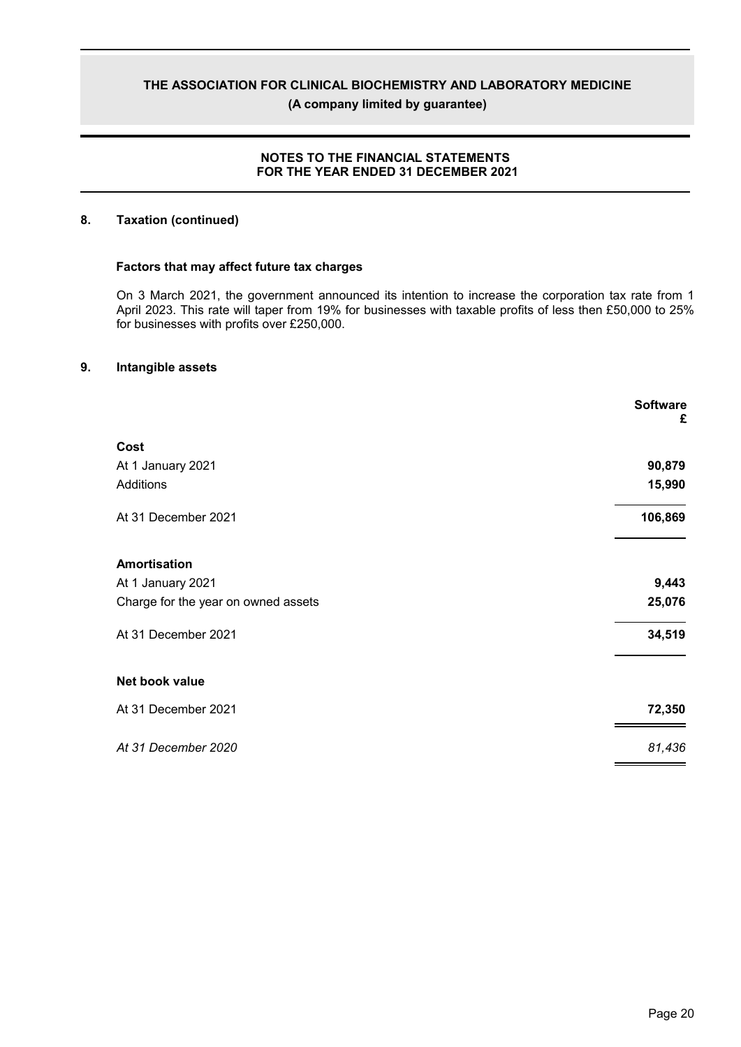## 8. Taxation (continued)

### Factors that may affect future tax charges

On 3 March 2021, the government announced its intention to increase the corporation tax rate from 1 April 2023. This rate will taper from 19% for businesses with taxable profits of less then £50,000 to 25% for businesses with profits over £250,000.

## 9. Intangible assets

| | Software £ |
|---|---|
| **Cost** | |
| At 1 January 2021 | **90,879** |
| Additions | **15,990** |
| At 31 December 2021 | **106,869** |
| **Amortisation** | |
| At 1 January 2021 | **9,443** |
| Charge for the year on owned assets | **25,076** |
| At 31 December 2021 | **34,519** |
| **Net book value** | |
| At 31 December 2021 | **72,350** |
| *At 31 December 2020* | *81,436* |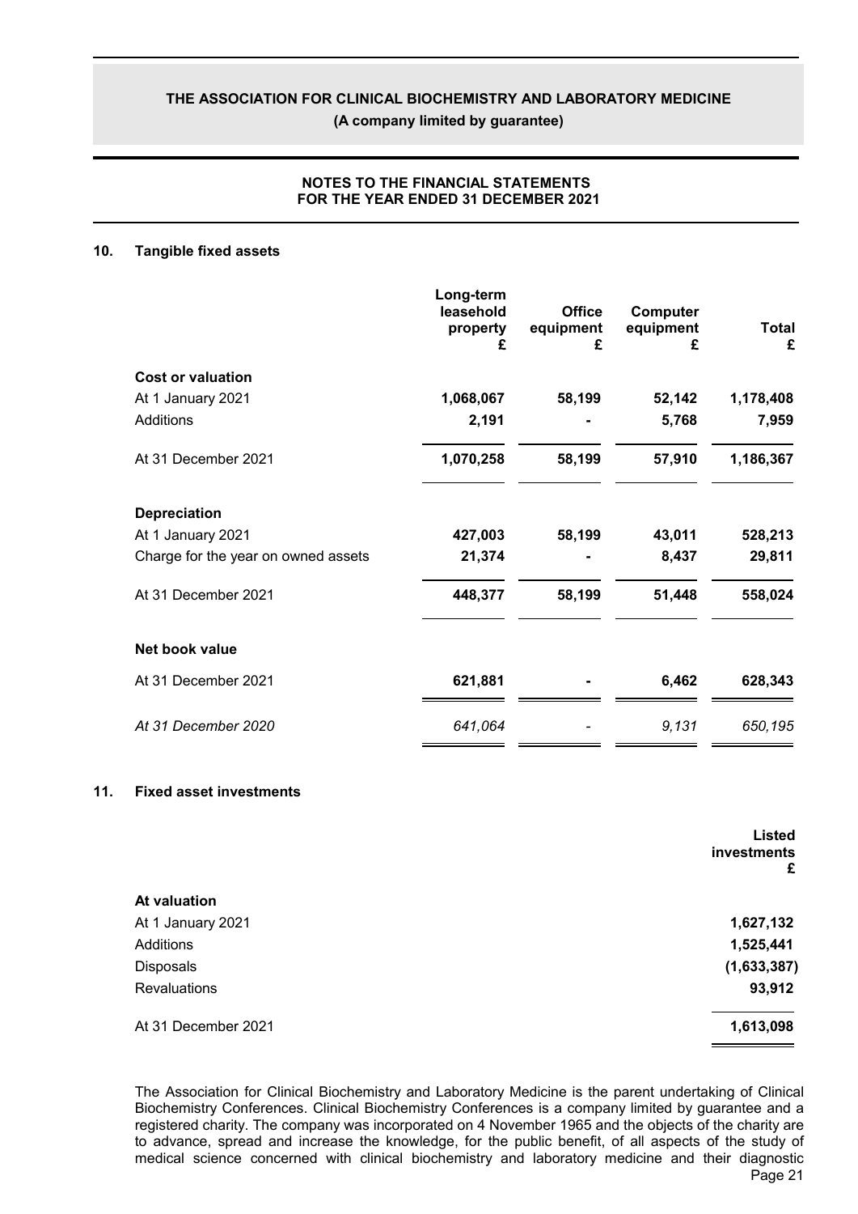**NOTES TO THE FINANCIAL STATEMENTS FOR THE YEAR ENDED 31 DECEMBER 2021**

## 10. Tangible fixed assets

| | Long-term leasehold property £ | Office equipment £ | Computer equipment £ | Total £ |
|---|---|---|---|---|
| **Cost or valuation** | | | | |
| At 1 January 2021 | **1,068,067** | **58,199** | **52,142** | **1,178,408** |
| Additions | **2,191** | **-** | **5,768** | **7,959** |
| At 31 December 2021 | **1,070,258** | **58,199** | **57,910** | **1,186,367** |
| **Depreciation** | | | | |
| At 1 January 2021 | **427,003** | **58,199** | **43,011** | **528,213** |
| Charge for the year on owned assets | **21,374** | **-** | **8,437** | **29,811** |
| At 31 December 2021 | **448,377** | **58,199** | **51,448** | **558,024** |
| **Net book value** | | | | |
| At 31 December 2021 | **621,881** | **-** | **6,462** | **628,343** |
| *At 31 December 2020* | *641,064* | *-* | *9,131* | *650,195* |

## 11. Fixed asset investments

| | Listed investments £ |
|---|---|
| **At valuation** | |
| At 1 January 2021 | **1,627,132** |
| Additions | **1,525,441** |
| Disposals | **(1,633,387)** |
| Revaluations | **93,912** |
| At 31 December 2021 | **1,613,098** |

The Association for Clinical Biochemistry and Laboratory Medicine is the parent undertaking of Clinical Biochemistry Conferences. Clinical Biochemistry Conferences is a company limited by guarantee and a registered charity. The company was incorporated on 4 November 1965 and the objects of the charity are to advance, spread and increase the knowledge, for the public benefit, of all aspects of the study of medical science concerned with clinical biochemistry and laboratory medicine and their diagnostic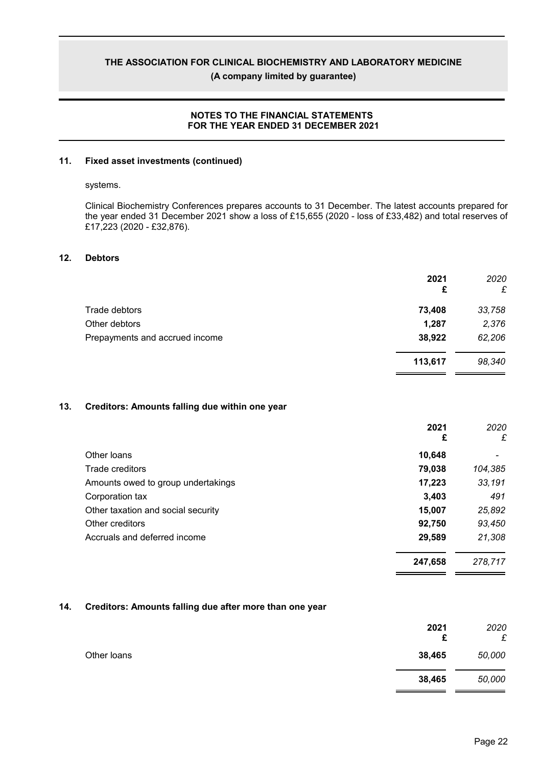## 11. Fixed asset investments (continued)

systems.

Clinical Biochemistry Conferences prepares accounts to 31 December. The latest accounts prepared for the year ended 31 December 2021 show a loss of £15,655 (2020 - loss of £33,482) and total reserves of £17,223 (2020 - £32,876).

## 12. Debtors

| | 2021 £ | 2020 £ |
|---|---|---|
| Trade debtors | 73,408 | 33,758 |
| Other debtors | 1,287 | 2,376 |
| Prepayments and accrued income | 38,922 | 62,206 |
| | 113,617 | 98,340 |

## 13. Creditors: Amounts falling due within one year

| | 2021 £ | 2020 £ |
|---|---|---|
| Other loans | 10,648 | - |
| Trade creditors | 79,038 | 104,385 |
| Amounts owed to group undertakings | 17,223 | 33,191 |
| Corporation tax | 3,403 | 491 |
| Other taxation and social security | 15,007 | 25,892 |
| Other creditors | 92,750 | 93,450 |
| Accruals and deferred income | 29,589 | 21,308 |
| | 247,658 | 278,717 |

## 14. Creditors: Amounts falling due after more than one year

| | 2021 £ | 2020 £ |
|---|---|---|
| Other loans | 38,465 | 50,000 |
| | 38,465 | 50,000 |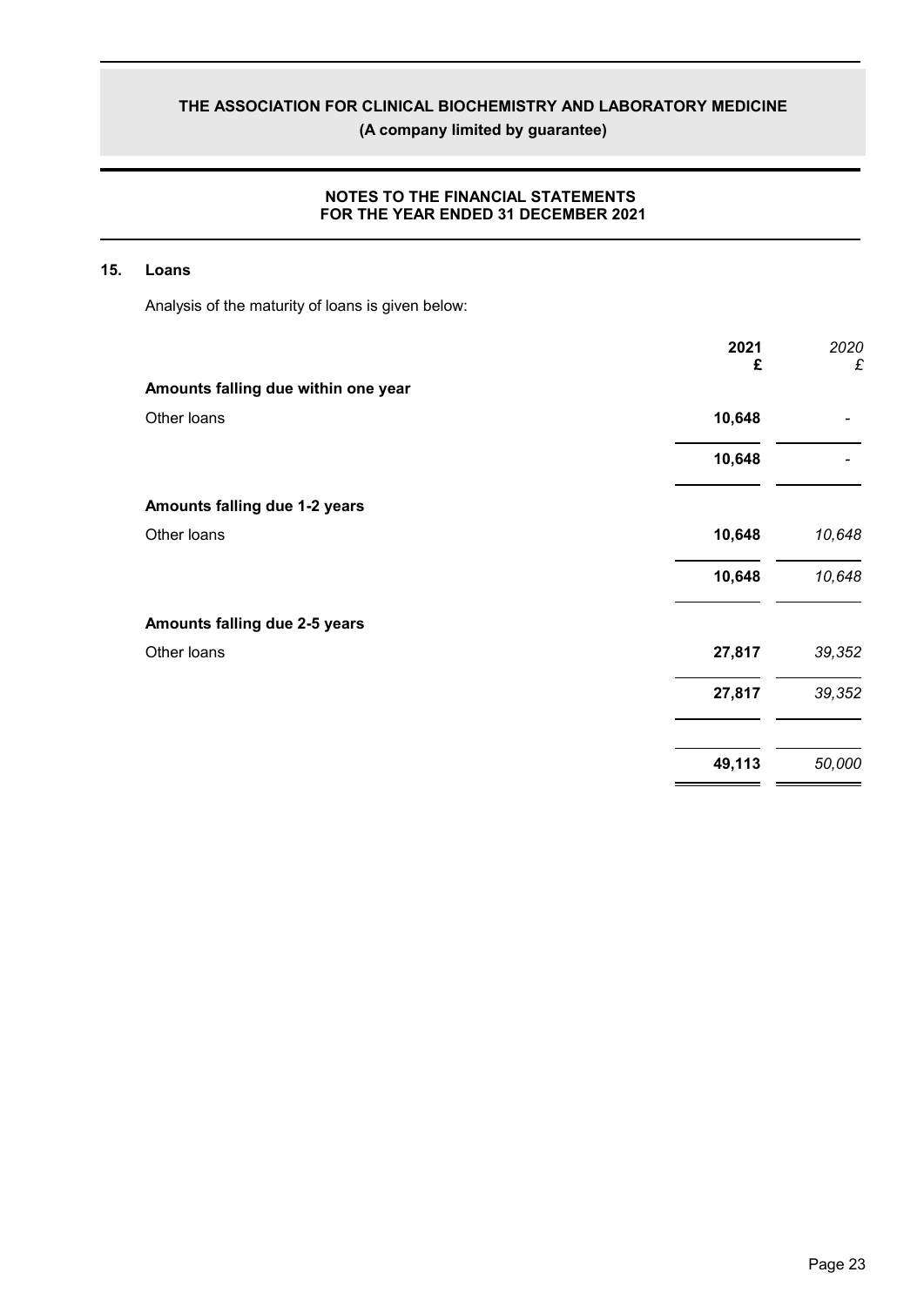## 15. Loans

Analysis of the maturity of loans is given below:

| | 2021 £ | *2020 £* |
|---|---|---|
| **Amounts falling due within one year** | | |
| Other loans | **10,648** | - |
| | **10,648** | - |
| **Amounts falling due 1-2 years** | | |
| Other loans | **10,648** | *10,648* |
| | **10,648** | *10,648* |
| **Amounts falling due 2-5 years** | | |
| Other loans | **27,817** | *39,352* |
| | **27,817** | *39,352* |
| | **49,113** | *50,000* |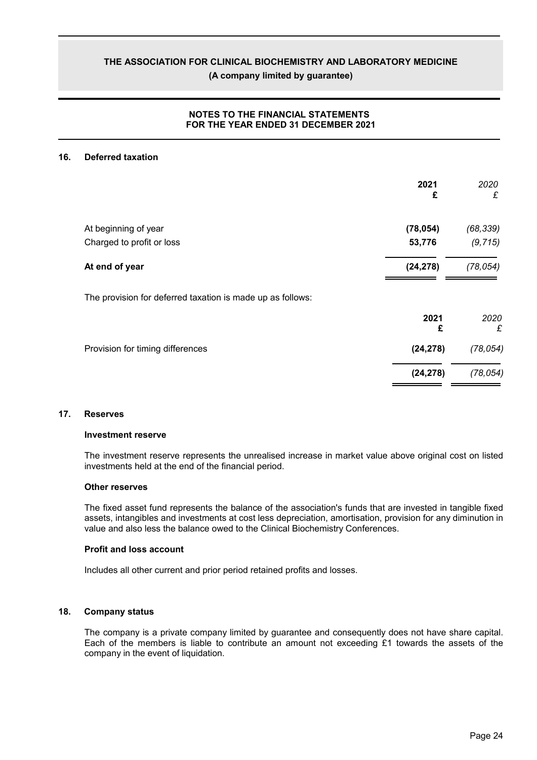## 16. Deferred taxation

| | 2021<br>£ | 2020<br>£ |
|---|---|---|
| At beginning of year | **(78,054)** | *(68,339)* |
| Charged to profit or loss | **53,776** | *(9,715)* |
| **At end of year** | **(24,278)** | *(78,054)* |

The provision for deferred taxation is made up as follows:

| | 2021<br>£ | 2020<br>£ |
|---|---|---|
| Provision for timing differences | **(24,278)** | *(78,054)* |
| | **(24,278)** | *(78,054)* |

## 17. Reserves

### Investment reserve

The investment reserve represents the unrealised increase in market value above original cost on listed investments held at the end of the financial period.

### Other reserves

The fixed asset fund represents the balance of the association's funds that are invested in tangible fixed assets, intangibles and investments at cost less depreciation, amortisation, provision for any diminution in value and also less the balance owed to the Clinical Biochemistry Conferences.

### Profit and loss account

Includes all other current and prior period retained profits and losses.

## 18. Company status

The company is a private company limited by guarantee and consequently does not have share capital. Each of the members is liable to contribute an amount not exceeding £1 towards the assets of the company in the event of liquidation.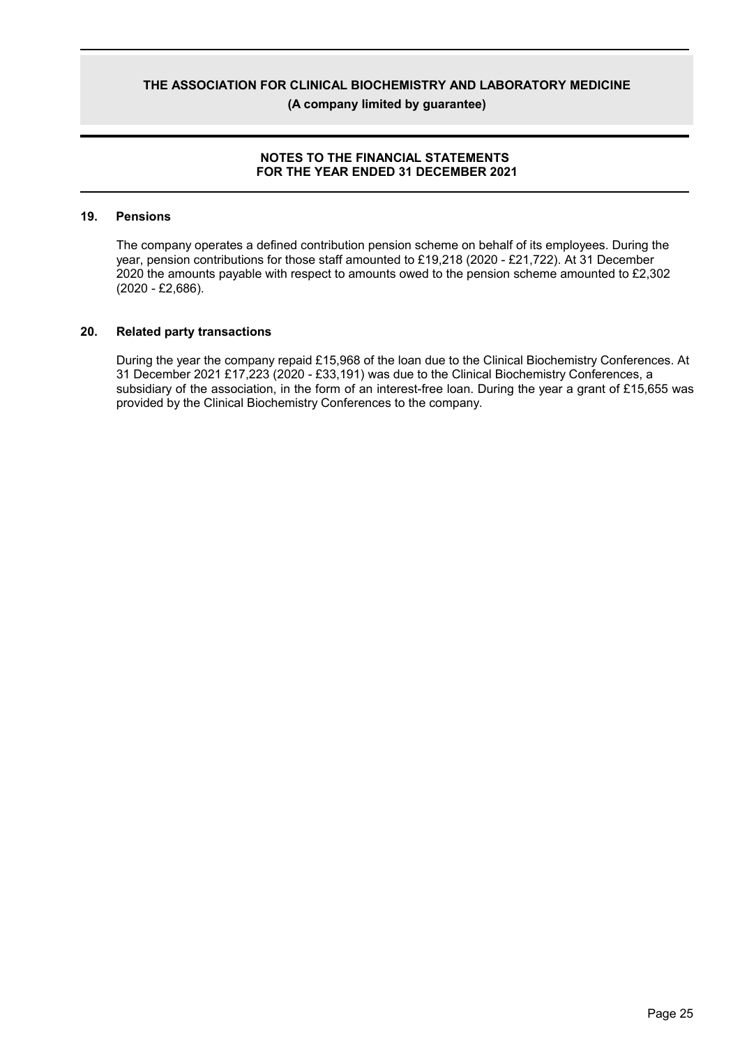## 19. Pensions

The company operates a defined contribution pension scheme on behalf of its employees. During the year, pension contributions for those staff amounted to £19,218 (2020 - £21,722). At 31 December 2020 the amounts payable with respect to amounts owed to the pension scheme amounted to £2,302 (2020 - £2,686).

## 20. Related party transactions

During the year the company repaid £15,968 of the loan due to the Clinical Biochemistry Conferences. At 31 December 2021 £17,223 (2020 - £33,191) was due to the Clinical Biochemistry Conferences, a subsidiary of the association, in the form of an interest-free loan. During the year a grant of £15,655 was provided by the Clinical Biochemistry Conferences to the company.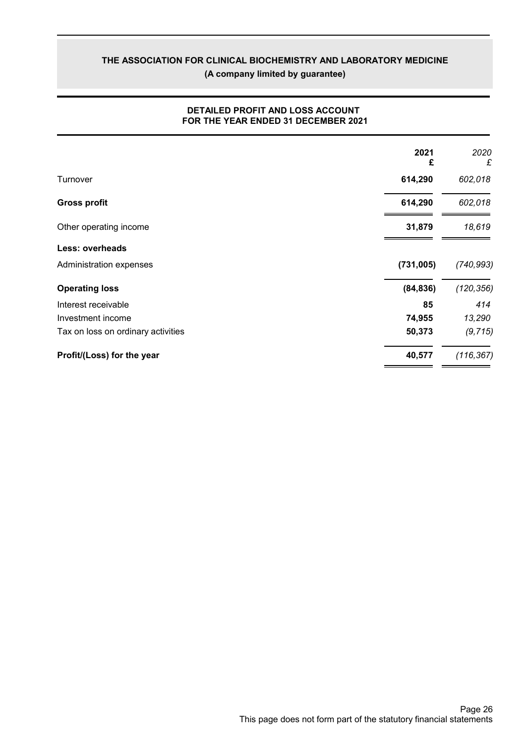# THE ASSOCIATION FOR CLINICAL BIOCHEMISTRY AND LABORATORY MEDICINE

**(A company limited by guarantee)**

## DETAILED PROFIT AND LOSS ACCOUNT
## FOR THE YEAR ENDED 31 DECEMBER 2021

| | **2021** **£** | *2020* *£* |
|---|---|---|
| Turnover | **614,290** | *602,018* |
| **Gross profit** | **614,290** | *602,018* |
| Other operating income | **31,879** | *18,619* |
| **Less: overheads** | | |
| Administration expenses | **(731,005)** | *(740,993)* |
| **Operating loss** | **(84,836)** | *(120,356)* |
| Interest receivable | **85** | *414* |
| Investment income | **74,955** | *13,290* |
| Tax on loss on ordinary activities | **50,373** | *(9,715)* |
| **Profit/(Loss) for the year** | **40,577** | *(116,367)* |

This page does not form part of the statutory financial statements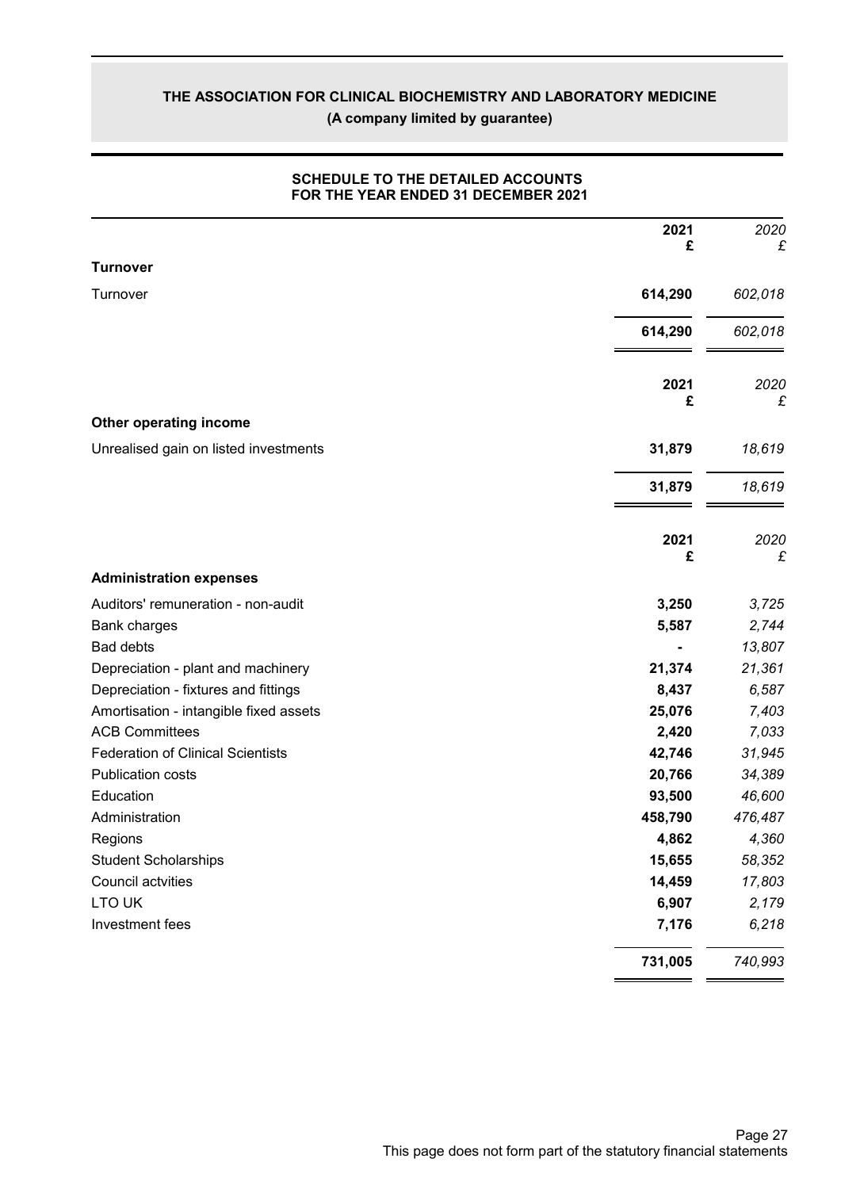# THE ASSOCIATION FOR CLINICAL BIOCHEMISTRY AND LABORATORY MEDICINE

**(A company limited by guarantee)**

## SCHEDULE TO THE DETAILED ACCOUNTS
## FOR THE YEAR ENDED 31 DECEMBER 2021

| | **2021** **£** | *2020* *£* |
|---|---|---|
| **Turnover** | | |
| Turnover | **614,290** | *602,018* |
| | **614,290** | *602,018* |

| | **2021** **£** | *2020* *£* |
|---|---|---|
| **Other operating income** | | |
| Unrealised gain on listed investments | **31,879** | *18,619* |
| | **31,879** | *18,619* |

| | **2021** **£** | *2020* *£* |
|---|---|---|
| **Administration expenses** | | |
| Auditors' remuneration - non-audit | **3,250** | *3,725* |
| Bank charges | **5,587** | *2,744* |
| Bad debts | **-** | *13,807* |
| Depreciation - plant and machinery | **21,374** | *21,361* |
| Depreciation - fixtures and fittings | **8,437** | *6,587* |
| Amortisation - intangible fixed assets | **25,076** | *7,403* |
| ACB Committees | **2,420** | *7,033* |
| Federation of Clinical Scientists | **42,746** | *31,945* |
| Publication costs | **20,766** | *34,389* |
| Education | **93,500** | *46,600* |
| Administration | **458,790** | *476,487* |
| Regions | **4,862** | *4,360* |
| Student Scholarships | **15,655** | *58,352* |
| Council actvities | **14,459** | *17,803* |
| LTO UK | **6,907** | *2,179* |
| Investment fees | **7,176** | *6,218* |
| | **731,005** | *740,993* |

This page does not form part of the statutory financial statements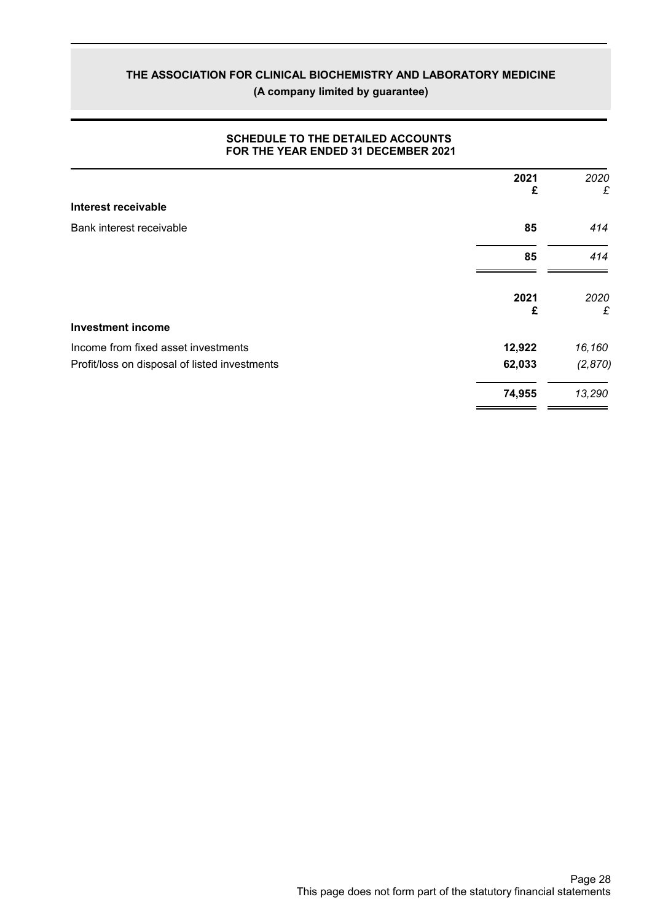# THE ASSOCIATION FOR CLINICAL BIOCHEMISTRY AND LABORATORY MEDICINE

**(A company limited by guarantee)**

## SCHEDULE TO THE DETAILED ACCOUNTS FOR THE YEAR ENDED 31 DECEMBER 2021

| | 2021 £ | 2020 £ |
|---|---|---|
| **Interest receivable** | | |
| Bank interest receivable | 85 | 414 |
| | 85 | 414 |

| | 2021 £ | 2020 £ |
|---|---|---|
| **Investment income** | | |
| Income from fixed asset investments | 12,922 | 16,160 |
| Profit/loss on disposal of listed investments | 62,033 | (2,870) |
| | 74,955 | 13,290 |

This page does not form part of the statutory financial statements